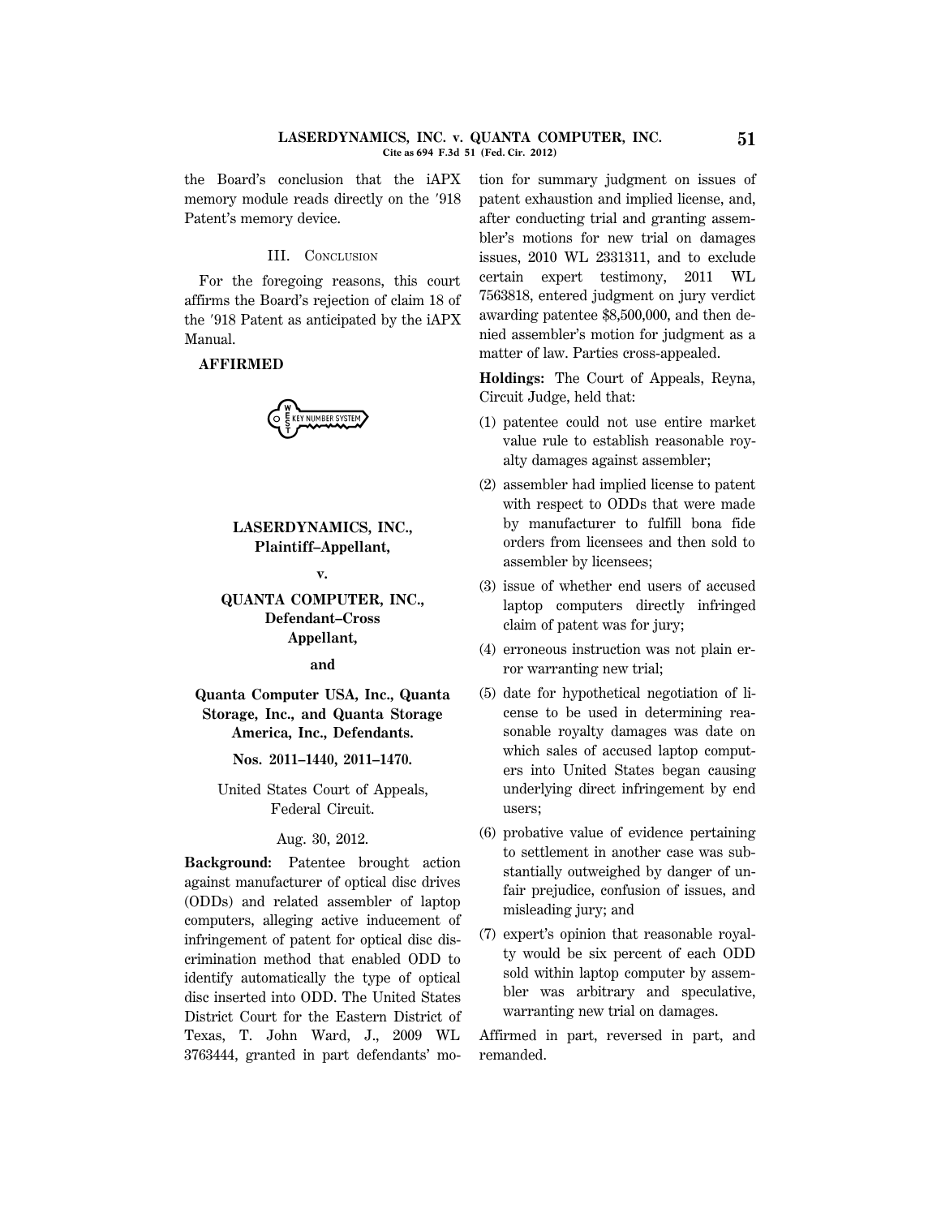the Board's conclusion that the iAPX memory module reads directly on the ′918 Patent's memory device.

### III. Conclusion

For the foregoing reasons, this court affirms the Board's rejection of claim 18 of the ′918 Patent as anticipated by the iAPX Manual.

**AFFIRMED**

**LASERDYNAMICS, INC., Plaintiff–Appellant,**

**v.**

**QUANTA COMPUTER, INC., Defendant–Cross Appellant,**

**and**

**Quanta Computer USA, Inc., Quanta Storage, Inc., and Quanta Storage America, Inc., Defendants.**

**Nos. 2011–1440, 2011–1470.**

United States Court of Appeals, Federal Circuit.

Aug. 30, 2012.

**Background:** Patentee brought action against manufacturer of optical disc drives (ODDs) and related assembler of laptop computers, alleging active inducement of infringement of patent for optical disc discrimination method that enabled ODD to identify automatically the type of optical disc inserted into ODD. The United States District Court for the Eastern District of Texas, T. John Ward, J., 2009 WL 3763444, granted in part defendants' motion for summary judgment on issues of patent exhaustion and implied license, and, after conducting trial and granting assembler's motions for new trial on damages issues, 2010 WL 2331311, and to exclude certain expert testimony, 2011 WL 7563818, entered judgment on jury verdict awarding patentee $8,500,000, and then denied assembler's motion for judgment as a matter of law. Parties cross-appealed.

**Holdings:** The Court of Appeals, Reyna, Circuit Judge, held that:

(1) patentee could not use entire market value rule to establish reasonable royalty damages against assembler;

(2) assembler had implied license to patent with respect to ODDs that were made by manufacturer to fulfill bona fide orders from licensees and then sold to assembler by licensees;

(3) issue of whether end users of accused laptop computers directly infringed claim of patent was for jury;

(4) erroneous instruction was not plain error warranting new trial;

(5) date for hypothetical negotiation of license to be used in determining reasonable royalty damages was date on which sales of accused laptop computers into United States began causing underlying direct infringement by end users;

(6) probative value of evidence pertaining to settlement in another case was substantially outweighed by danger of unfair prejudice, confusion of issues, and misleading jury; and

(7) expert's opinion that reasonable royalty would be six percent of each ODD sold within laptop computer by assembler was arbitrary and speculative, warranting new trial on damages.

Affirmed in part, reversed in part, and remanded.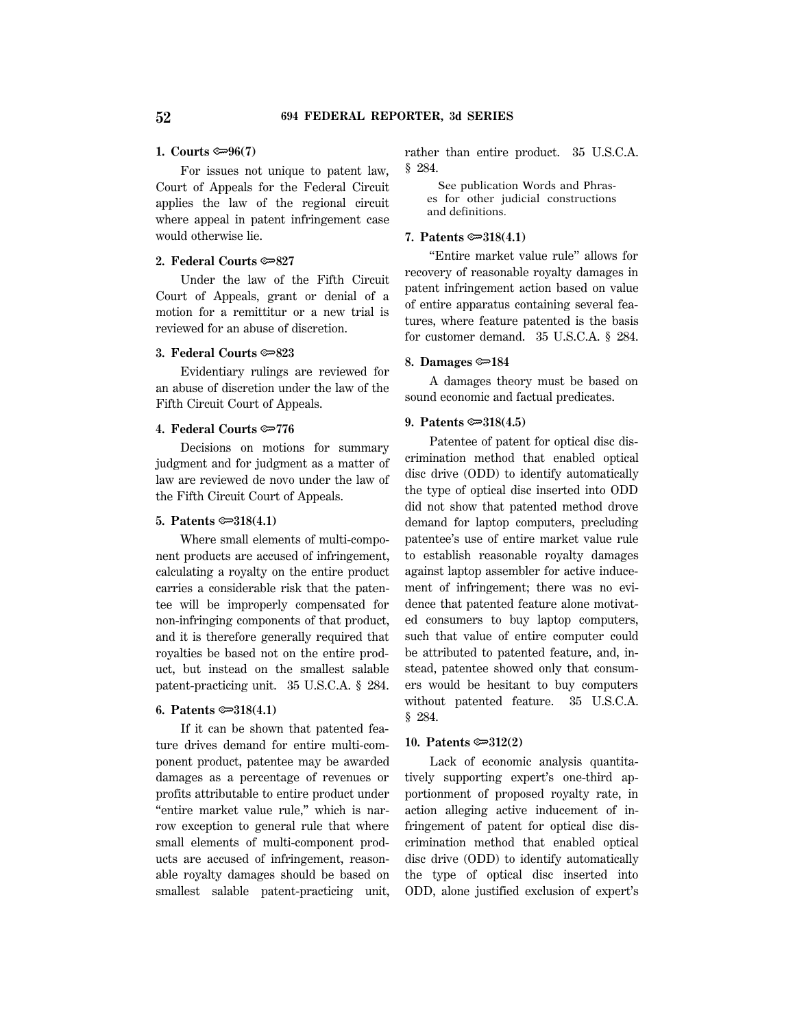**1. Courts ⚷96(7)**

For issues not unique to patent law, Court of Appeals for the Federal Circuit applies the law of the regional circuit where appeal in patent infringement case would otherwise lie.

**2. Federal Courts ⚷827**

Under the law of the Fifth Circuit Court of Appeals, grant or denial of a motion for a remittitur or a new trial is reviewed for an abuse of discretion.

**3. Federal Courts ⚷823**

Evidentiary rulings are reviewed for an abuse of discretion under the law of the Fifth Circuit Court of Appeals.

**4. Federal Courts ⚷776**

Decisions on motions for summary judgment and for judgment as a matter of law are reviewed de novo under the law of the Fifth Circuit Court of Appeals.

**5. Patents ⚷318(4.1)**

Where small elements of multi-component products are accused of infringement, calculating a royalty on the entire product carries a considerable risk that the patentee will be improperly compensated for non-infringing components of that product, and it is therefore generally required that royalties be based not on the entire product, but instead on the smallest salable patent-practicing unit. 35 U.S.C.A. § 284.

**6. Patents ⚷318(4.1)**

If it can be shown that patented feature drives demand for entire multi-component product, patentee may be awarded damages as a percentage of revenues or profits attributable to entire product under "entire market value rule," which is narrow exception to general rule that where small elements of multi-component products are accused of infringement, reasonable royalty damages should be based on smallest salable patent-practicing unit, rather than entire product. 35 U.S.C.A. § 284.

See publication Words and Phrases for other judicial constructions and definitions.

**7. Patents ⚷318(4.1)**

"Entire market value rule" allows for recovery of reasonable royalty damages in patent infringement action based on value of entire apparatus containing several features, where feature patented is the basis for customer demand. 35 U.S.C.A. § 284.

**8. Damages ⚷184**

A damages theory must be based on sound economic and factual predicates.

**9. Patents ⚷318(4.5)**

Patentee of patent for optical disc discrimination method that enabled optical disc drive (ODD) to identify automatically the type of optical disc inserted into ODD did not show that patented method drove demand for laptop computers, precluding patentee's use of entire market value rule to establish reasonable royalty damages against laptop assembler for active inducement of infringement; there was no evidence that patented feature alone motivated consumers to buy laptop computers, such that value of entire computer could be attributed to patented feature, and, instead, patentee showed only that consumers would be hesitant to buy computers without patented feature. 35 U.S.C.A. § 284.

**10. Patents ⚷312(2)**

Lack of economic analysis quantitatively supporting expert's one-third apportionment of proposed royalty rate, in action alleging active inducement of infringement of patent for optical disc discrimination method that enabled optical disc drive (ODD) to identify automatically the type of optical disc inserted into ODD, alone justified exclusion of expert's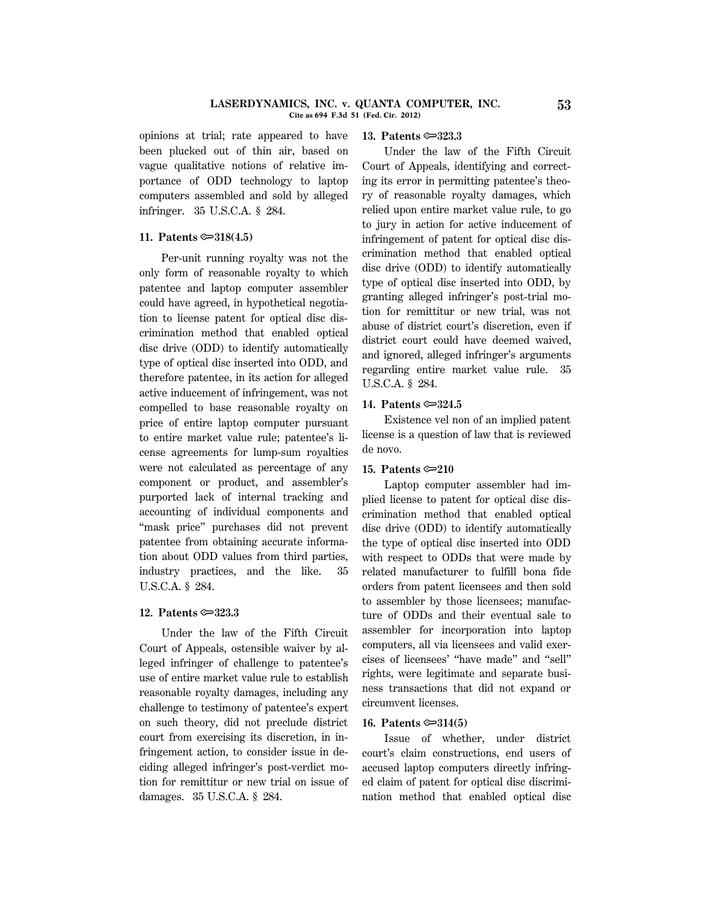opinions at trial; rate appeared to have been plucked out of thin air, based on vague qualitative notions of relative importance of ODD technology to laptop computers assembled and sold by alleged infringer. 35 U.S.C.A. § 284.

**11. Patents ⚡318(4.5)**

Per-unit running royalty was not the only form of reasonable royalty to which patentee and laptop computer assembler could have agreed, in hypothetical negotiation to license patent for optical disc discrimination method that enabled optical disc drive (ODD) to identify automatically type of optical disc inserted into ODD, and therefore patentee, in its action for alleged active inducement of infringement, was not compelled to base reasonable royalty on price of entire laptop computer pursuant to entire market value rule; patentee's license agreements for lump-sum royalties were not calculated as percentage of any component or product, and assembler's purported lack of internal tracking and accounting of individual components and "mask price" purchases did not prevent patentee from obtaining accurate information about ODD values from third parties, industry practices, and the like. 35 U.S.C.A. § 284.

**12. Patents ⚡323.3**

Under the law of the Fifth Circuit Court of Appeals, ostensible waiver by alleged infringer of challenge to patentee's use of entire market value rule to establish reasonable royalty damages, including any challenge to testimony of patentee's expert on such theory, did not preclude district court from exercising its discretion, in infringement action, to consider issue in deciding alleged infringer's post-verdict motion for remittitur or new trial on issue of damages. 35 U.S.C.A. § 284.

**13. Patents ⚡323.3**

Under the law of the Fifth Circuit Court of Appeals, identifying and correcting its error in permitting patentee's theory of reasonable royalty damages, which relied upon entire market value rule, to go to jury in action for active inducement of infringement of patent for optical disc discrimination method that enabled optical disc drive (ODD) to identify automatically type of optical disc inserted into ODD, by granting alleged infringer's post-trial motion for remittitur or new trial, was not abuse of district court's discretion, even if district court could have deemed waived, and ignored, alleged infringer's arguments regarding entire market value rule. 35 U.S.C.A. § 284.

**14. Patents ⚡324.5**

Existence vel non of an implied patent license is a question of law that is reviewed de novo.

**15. Patents ⚡210**

Laptop computer assembler had implied license to patent for optical disc discrimination method that enabled optical disc drive (ODD) to identify automatically the type of optical disc inserted into ODD with respect to ODDs that were made by related manufacturer to fulfill bona fide orders from patent licensees and then sold to assembler by those licensees; manufacture of ODDs and their eventual sale to assembler for incorporation into laptop computers, all via licensees and valid exercises of licensees' "have made" and "sell" rights, were legitimate and separate business transactions that did not expand or circumvent licenses.

**16. Patents ⚡314(5)**

Issue of whether, under district court's claim constructions, end users of accused laptop computers directly infringed claim of patent for optical disc discrimination method that enabled optical disc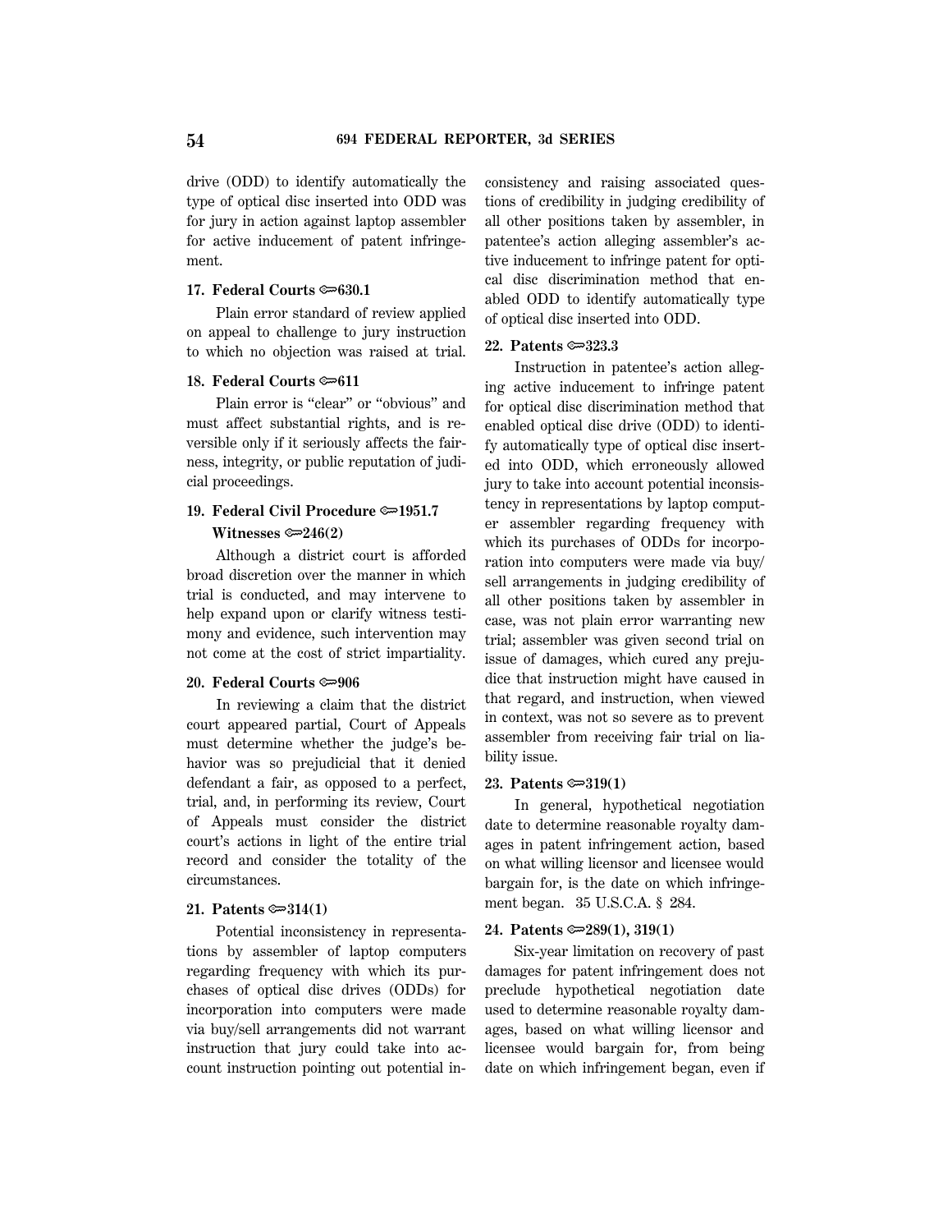drive (ODD) to identify automatically the type of optical disc inserted into ODD was for jury in action against laptop assembler for active inducement of patent infringement.

**17. Federal Courts ⚞630.1**

Plain error standard of review applied on appeal to challenge to jury instruction to which no objection was raised at trial.

**18. Federal Courts ⚞611**

Plain error is "clear" or "obvious" and must affect substantial rights, and is reversible only if it seriously affects the fairness, integrity, or public reputation of judicial proceedings.

**19. Federal Civil Procedure ⚞1951.7**
**Witnesses ⚞246(2)**

Although a district court is afforded broad discretion over the manner in which trial is conducted, and may intervene to help expand upon or clarify witness testimony and evidence, such intervention may not come at the cost of strict impartiality.

**20. Federal Courts ⚞906**

In reviewing a claim that the district court appeared partial, Court of Appeals must determine whether the judge's behavior was so prejudicial that it denied defendant a fair, as opposed to a perfect, trial, and, in performing its review, Court of Appeals must consider the district court's actions in light of the entire trial record and consider the totality of the circumstances.

**21. Patents ⚞314(1)**

Potential inconsistency in representations by assembler of laptop computers regarding frequency with which its purchases of optical disc drives (ODDs) for incorporation into computers were made via buy/sell arrangements did not warrant instruction that jury could take into account instruction pointing out potential inconsistency and raising associated questions of credibility in judging credibility of all other positions taken by assembler, in patentee's action alleging assembler's active inducement to infringe patent for optical disc discrimination method that enabled ODD to identify automatically type of optical disc inserted into ODD.

**22. Patents ⚞323.3**

Instruction in patentee's action alleging active inducement to infringe patent for optical disc discrimination method that enabled optical disc drive (ODD) to identify automatically type of optical disc inserted into ODD, which erroneously allowed jury to take into account potential inconsistency in representations by laptop computer assembler regarding frequency with which its purchases of ODDs for incorporation into computers were made via buy/sell arrangements in judging credibility of all other positions taken by assembler in case, was not plain error warranting new trial; assembler was given second trial on issue of damages, which cured any prejudice that instruction might have caused in that regard, and instruction, when viewed in context, was not so severe as to prevent assembler from receiving fair trial on liability issue.

**23. Patents ⚞319(1)**

In general, hypothetical negotiation date to determine reasonable royalty damages in patent infringement action, based on what willing licensor and licensee would bargain for, is the date on which infringement began. 35 U.S.C.A. § 284.

**24. Patents ⚞289(1), 319(1)**

Six-year limitation on recovery of past damages for patent infringement does not preclude hypothetical negotiation date used to determine reasonable royalty damages, based on what willing licensor and licensee would bargain for, from being date on which infringement began, even if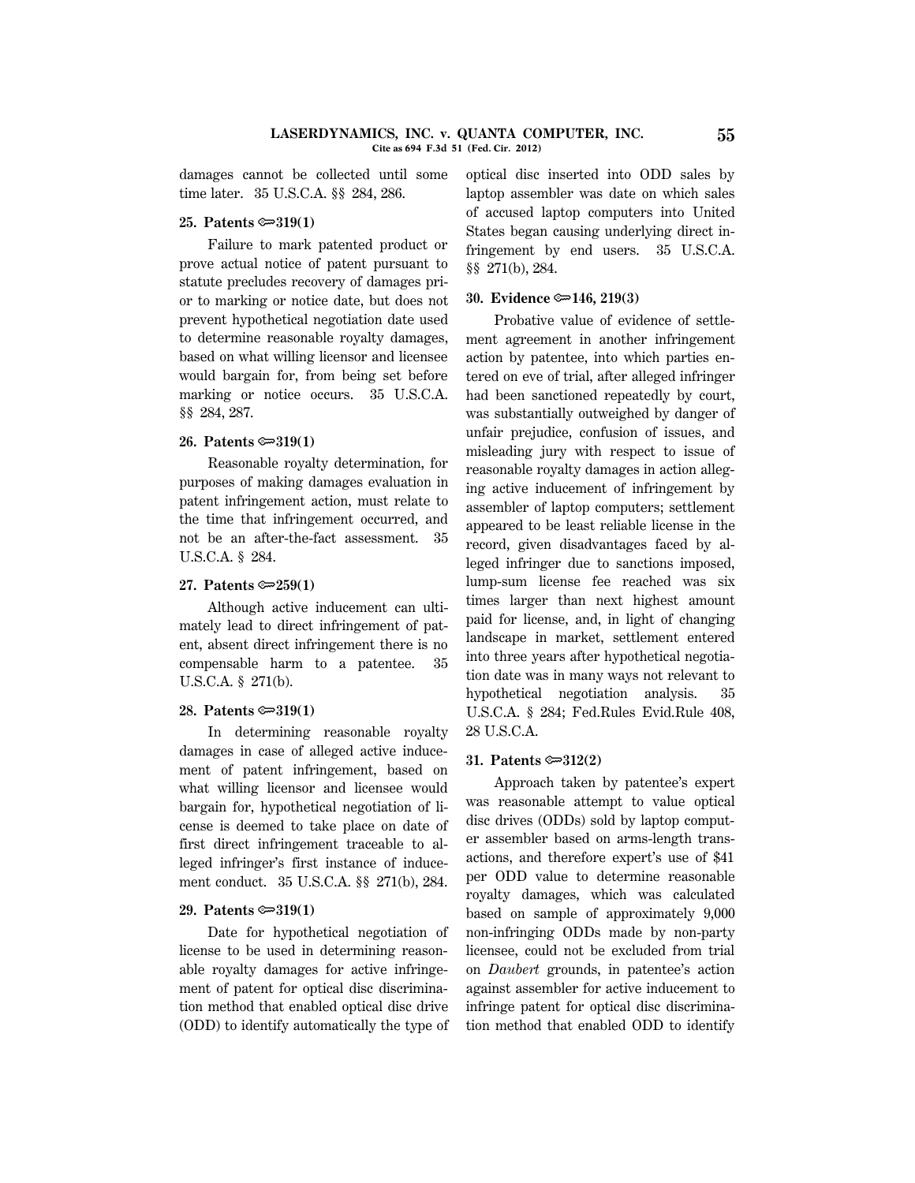damages cannot be collected until some time later. 35 U.S.C.A. §§ 284, 286.

**25. Patents ⟹319(1)**

Failure to mark patented product or prove actual notice of patent pursuant to statute precludes recovery of damages prior to marking or notice date, but does not prevent hypothetical negotiation date used to determine reasonable royalty damages, based on what willing licensor and licensee would bargain for, from being set before marking or notice occurs. 35 U.S.C.A. §§ 284, 287.

**26. Patents ⟹319(1)**

Reasonable royalty determination, for purposes of making damages evaluation in patent infringement action, must relate to the time that infringement occurred, and not be an after-the-fact assessment. 35 U.S.C.A. § 284.

**27. Patents ⟹259(1)**

Although active inducement can ultimately lead to direct infringement of patent, absent direct infringement there is no compensable harm to a patentee. 35 U.S.C.A. § 271(b).

**28. Patents ⟹319(1)**

In determining reasonable royalty damages in case of alleged active inducement of patent infringement, based on what willing licensor and licensee would bargain for, hypothetical negotiation of license is deemed to take place on date of first direct infringement traceable to alleged infringer's first instance of inducement conduct. 35 U.S.C.A. §§ 271(b), 284.

**29. Patents ⟹319(1)**

Date for hypothetical negotiation of license to be used in determining reasonable royalty damages for active infringement of patent for optical disc discrimination method that enabled optical disc drive (ODD) to identify automatically the type of optical disc inserted into ODD sales by laptop assembler was date on which sales of accused laptop computers into United States began causing underlying direct infringement by end users. 35 U.S.C.A. §§ 271(b), 284.

**30. Evidence ⟹146, 219(3)**

Probative value of evidence of settlement agreement in another infringement action by patentee, into which parties entered on eve of trial, after alleged infringer had been sanctioned repeatedly by court, was substantially outweighed by danger of unfair prejudice, confusion of issues, and misleading jury with respect to issue of reasonable royalty damages in action alleging active inducement of infringement by assembler of laptop computers; settlement appeared to be least reliable license in the record, given disadvantages faced by alleged infringer due to sanctions imposed, lump-sum license fee reached was six times larger than next highest amount paid for license, and, in light of changing landscape in market, settlement entered into three years after hypothetical negotiation date was in many ways not relevant to hypothetical negotiation analysis. 35 U.S.C.A. § 284; Fed.Rules Evid.Rule 408, 28 U.S.C.A.

**31. Patents ⟹312(2)**

Approach taken by patentee's expert was reasonable attempt to value optical disc drives (ODDs) sold by laptop computer assembler based on arms-length transactions, and therefore expert's use of $41 per ODD value to determine reasonable royalty damages, which was calculated based on sample of approximately 9,000 non-infringing ODDs made by non-party licensee, could not be excluded from trial on *Daubert* grounds, in patentee's action against assembler for active inducement to infringe patent for optical disc discrimination method that enabled ODD to identify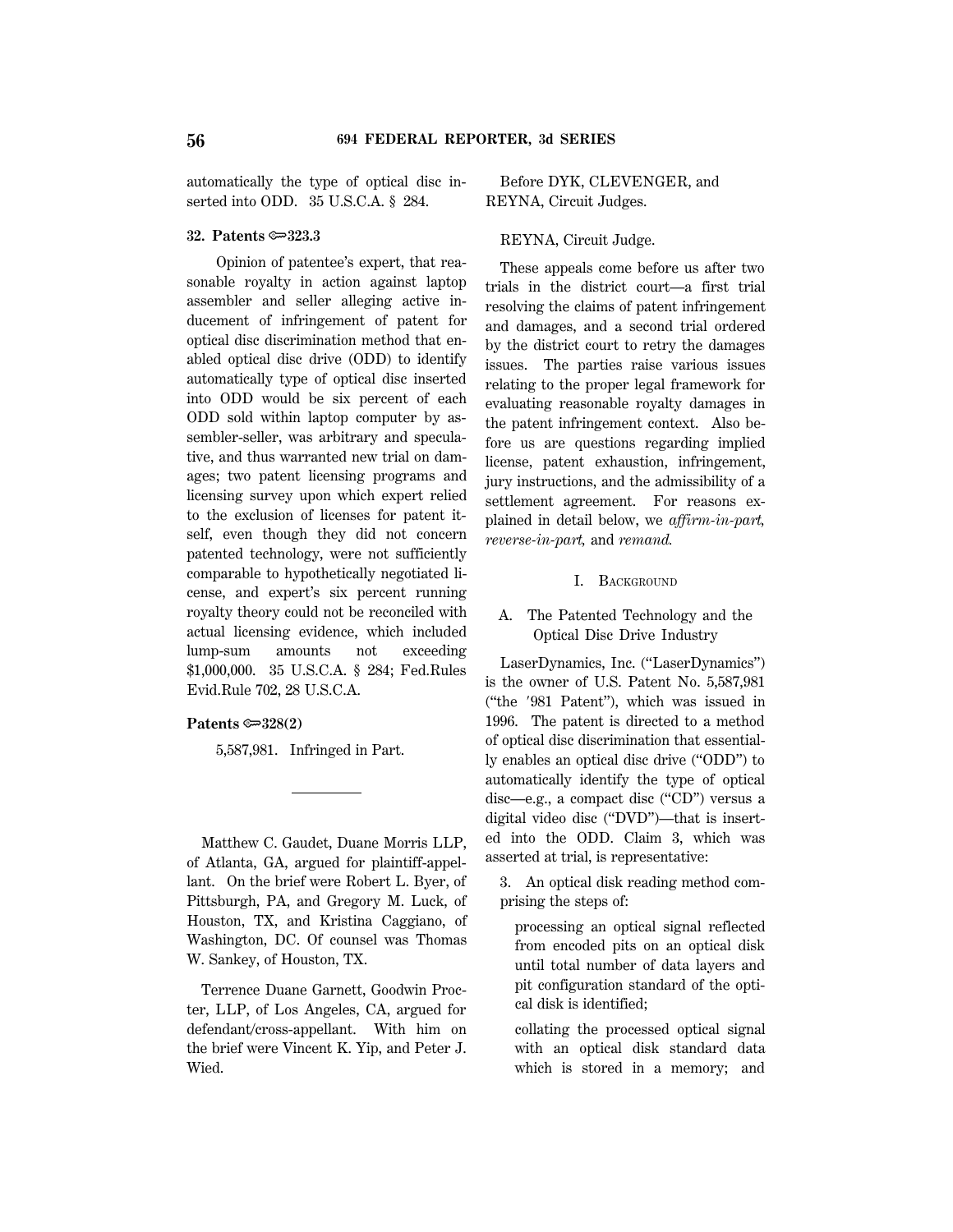automatically the type of optical disc inserted into ODD. 35 U.S.C.A. § 284.

**32. Patents ⇔323.3**

Opinion of patentee's expert, that reasonable royalty in action against laptop assembler and seller alleging active inducement of infringement of patent for optical disc discrimination method that enabled optical disc drive (ODD) to identify automatically type of optical disc inserted into ODD would be six percent of each ODD sold within laptop computer by assembler-seller, was arbitrary and speculative, and thus warranted new trial on damages; two patent licensing programs and licensing survey upon which expert relied to the exclusion of licenses for patent itself, even though they did not concern patented technology, were not sufficiently comparable to hypothetically negotiated license, and expert's six percent running royalty theory could not be reconciled with actual licensing evidence, which included lump-sum amounts not exceeding $1,000,000. 35 U.S.C.A. § 284; Fed.Rules Evid.Rule 702, 28 U.S.C.A.

**Patents ⇔328(2)**

5,587,981. Infringed in Part.

---

Matthew C. Gaudet, Duane Morris LLP, of Atlanta, GA, argued for plaintiff-appellant. On the brief were Robert L. Byer, of Pittsburgh, PA, and Gregory M. Luck, of Houston, TX, and Kristina Caggiano, of Washington, DC. Of counsel was Thomas W. Sankey, of Houston, TX.

Terrence Duane Garnett, Goodwin Procter, LLP, of Los Angeles, CA, argued for defendant/cross-appellant. With him on the brief were Vincent K. Yip, and Peter J. Wied.

Before DYK, CLEVENGER, and REYNA, Circuit Judges.

REYNA, Circuit Judge.

These appeals come before us after two trials in the district court—a first trial resolving the claims of patent infringement and damages, and a second trial ordered by the district court to retry the damages issues. The parties raise various issues relating to the proper legal framework for evaluating reasonable royalty damages in the patent infringement context. Also before us are questions regarding implied license, patent exhaustion, infringement, jury instructions, and the admissibility of a settlement agreement. For reasons explained in detail below, we *affirm-in-part, reverse-in-part,* and *remand.*

## I. Background

### A. The Patented Technology and the Optical Disc Drive Industry

LaserDynamics, Inc. ("LaserDynamics") is the owner of U.S. Patent No. 5,587,981 ("the '981 Patent"), which was issued in 1996. The patent is directed to a method of optical disc discrimination that essentially enables an optical disc drive ("ODD") to automatically identify the type of optical disc—e.g., a compact disc ("CD") versus a digital video disc ("DVD")—that is inserted into the ODD. Claim 3, which was asserted at trial, is representative:

3. An optical disk reading method comprising the steps of:

processing an optical signal reflected from encoded pits on an optical disk until total number of data layers and pit configuration standard of the optical disk is identified;

collating the processed optical signal with an optical disk standard data which is stored in a memory; and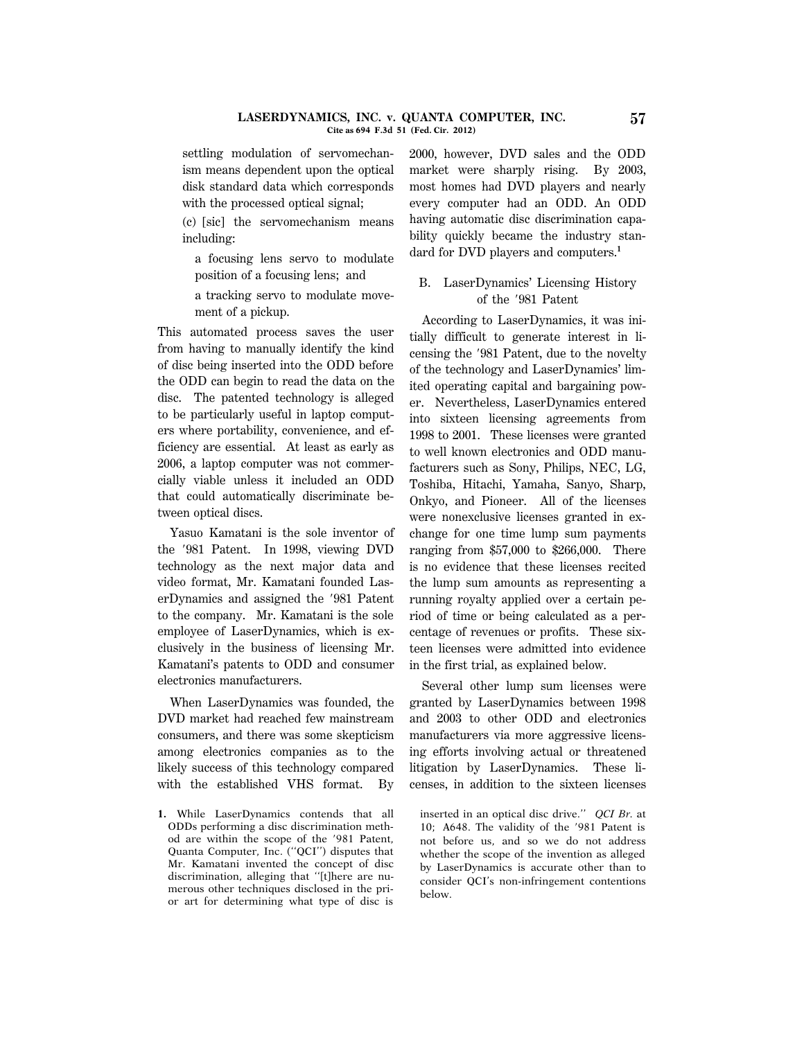settling modulation of servomechanism means dependent upon the optical disk standard data which corresponds with the processed optical signal;

(c) [sic] the servomechanism means including:

a focusing lens servo to modulate position of a focusing lens; and

a tracking servo to modulate movement of a pickup.

This automated process saves the user from having to manually identify the kind of disc being inserted into the ODD before the ODD can begin to read the data on the disc. The patented technology is alleged to be particularly useful in laptop computers where portability, convenience, and efficiency are essential. At least as early as 2006, a laptop computer was not commercially viable unless it included an ODD that could automatically discriminate between optical discs.

Yasuo Kamatani is the sole inventor of the ′981 Patent. In 1998, viewing DVD technology as the next major data and video format, Mr. Kamatani founded LaserDynamics and assigned the ′981 Patent to the company. Mr. Kamatani is the sole employee of LaserDynamics, which is exclusively in the business of licensing Mr. Kamatani's patents to ODD and consumer electronics manufacturers.

When LaserDynamics was founded, the DVD market had reached few mainstream consumers, and there was some skepticism among electronics companies as to the likely success of this technology compared with the established VHS format. By 2000, however, DVD sales and the ODD market were sharply rising. By 2003, most homes had DVD players and nearly every computer had an ODD. An ODD having automatic disc discrimination capability quickly became the industry standard for DVD players and computers.[1]

## B. LaserDynamics' Licensing History of the ′981 Patent

According to LaserDynamics, it was initially difficult to generate interest in licensing the ′981 Patent, due to the novelty of the technology and LaserDynamics' limited operating capital and bargaining power. Nevertheless, LaserDynamics entered into sixteen licensing agreements from 1998 to 2001. These licenses were granted to well known electronics and ODD manufacturers such as Sony, Philips, NEC, LG, Toshiba, Hitachi, Yamaha, Sanyo, Sharp, Onkyo, and Pioneer. All of the licenses were nonexclusive licenses granted in exchange for one time lump sum payments ranging from $57,000 to $266,000. There is no evidence that these licenses recited the lump sum amounts as representing a running royalty applied over a certain period of time or being calculated as a percentage of revenues or profits. These sixteen licenses were admitted into evidence in the first trial, as explained below.

Several other lump sum licenses were granted by LaserDynamics between 1998 and 2003 to other ODD and electronics manufacturers via more aggressive licensing efforts involving actual or threatened litigation by LaserDynamics. These licenses, in addition to the sixteen licenses

---

1. While LaserDynamics contends that all ODDs performing a disc discrimination method are within the scope of the ′981 Patent, Quanta Computer, Inc. ("QCI") disputes that Mr. Kamatani invented the concept of disc discrimination, alleging that "[t]here are numerous other techniques disclosed in the prior art for determining what type of disc is inserted in an optical disc drive." *QCI Br.* at 10; A648. The validity of the ′981 Patent is not before us, and so we do not address whether the scope of the invention as alleged by LaserDynamics is accurate other than to consider QCI's non-infringement contentions below.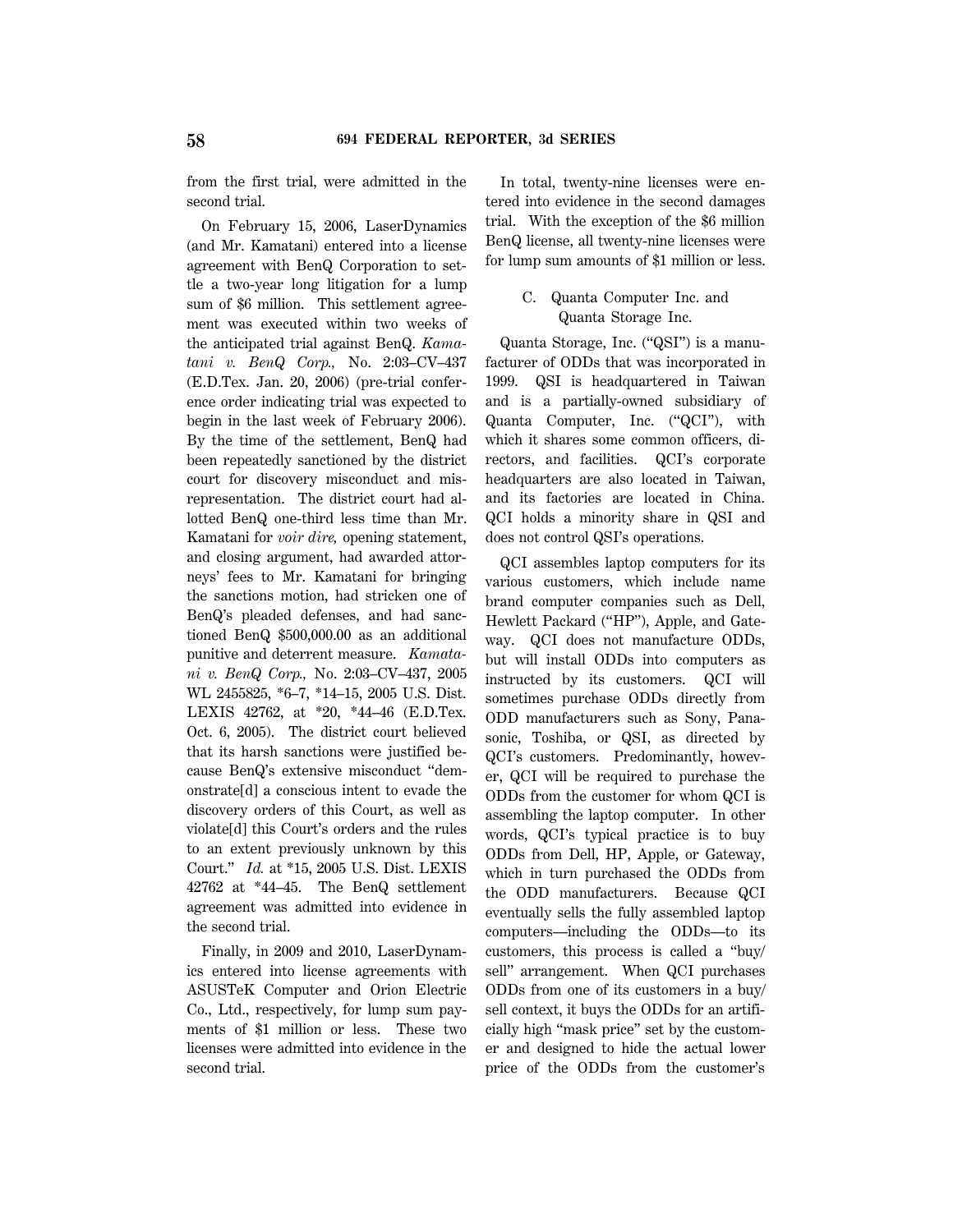from the first trial, were admitted in the second trial.

On February 15, 2006, LaserDynamics (and Mr. Kamatani) entered into a license agreement with BenQ Corporation to settle a two-year long litigation for a lump sum of $6 million. This settlement agreement was executed within two weeks of the anticipated trial against BenQ. *Kamatani v. BenQ Corp.,* No. 2:03–CV–437 (E.D.Tex. Jan. 20, 2006) (pre-trial conference order indicating trial was expected to begin in the last week of February 2006). By the time of the settlement, BenQ had been repeatedly sanctioned by the district court for discovery misconduct and misrepresentation. The district court had allotted BenQ one-third less time than Mr. Kamatani for *voir dire,* opening statement, and closing argument, had awarded attorneys' fees to Mr. Kamatani for bringing the sanctions motion, had stricken one of BenQ's pleaded defenses, and had sanctioned BenQ $500,000.00 as an additional punitive and deterrent measure. *Kamatani v. BenQ Corp.,* No. 2:03–CV–437, 2005 WL 2455825, *6–7, *14–15, 2005 U.S. Dist. LEXIS 42762, at *20, *44–46 (E.D.Tex. Oct. 6, 2005). The district court believed that its harsh sanctions were justified because BenQ's extensive misconduct "demonstrate[d] a conscious intent to evade the discovery orders of this Court, as well as violate[d] this Court's orders and the rules to an extent previously unknown by this Court." *Id.* at *15, 2005 U.S. Dist. LEXIS 42762 at *44–45. The BenQ settlement agreement was admitted into evidence in the second trial.

Finally, in 2009 and 2010, LaserDynamics entered into license agreements with ASUSTeK Computer and Orion Electric Co., Ltd., respectively, for lump sum payments of $1 million or less. These two licenses were admitted into evidence in the second trial.

In total, twenty-nine licenses were entered into evidence in the second damages trial. With the exception of the $6 million BenQ license, all twenty-nine licenses were for lump sum amounts of $1 million or less.

### C. Quanta Computer Inc. and Quanta Storage Inc.

Quanta Storage, Inc. ("QSI") is a manufacturer of ODDs that was incorporated in 1999. QSI is headquartered in Taiwan and is a partially-owned subsidiary of Quanta Computer, Inc. ("QCI"), with which it shares some common officers, directors, and facilities. QCI's corporate headquarters are also located in Taiwan, and its factories are located in China. QCI holds a minority share in QSI and does not control QSI's operations.

QCI assembles laptop computers for its various customers, which include name brand computer companies such as Dell, Hewlett Packard ("HP"), Apple, and Gateway. QCI does not manufacture ODDs, but will install ODDs into computers as instructed by its customers. QCI will sometimes purchase ODDs directly from ODD manufacturers such as Sony, Panasonic, Toshiba, or QSI, as directed by QCI's customers. Predominantly, however, QCI will be required to purchase the ODDs from the customer for whom QCI is assembling the laptop computer. In other words, QCI's typical practice is to buy ODDs from Dell, HP, Apple, or Gateway, which in turn purchased the ODDs from the ODD manufacturers. Because QCI eventually sells the fully assembled laptop computers—including the ODDs—to its customers, this process is called a "buy/sell" arrangement. When QCI purchases ODDs from one of its customers in a buy/sell context, it buys the ODDs for an artificially high "mask price" set by the customer and designed to hide the actual lower price of the ODDs from the customer's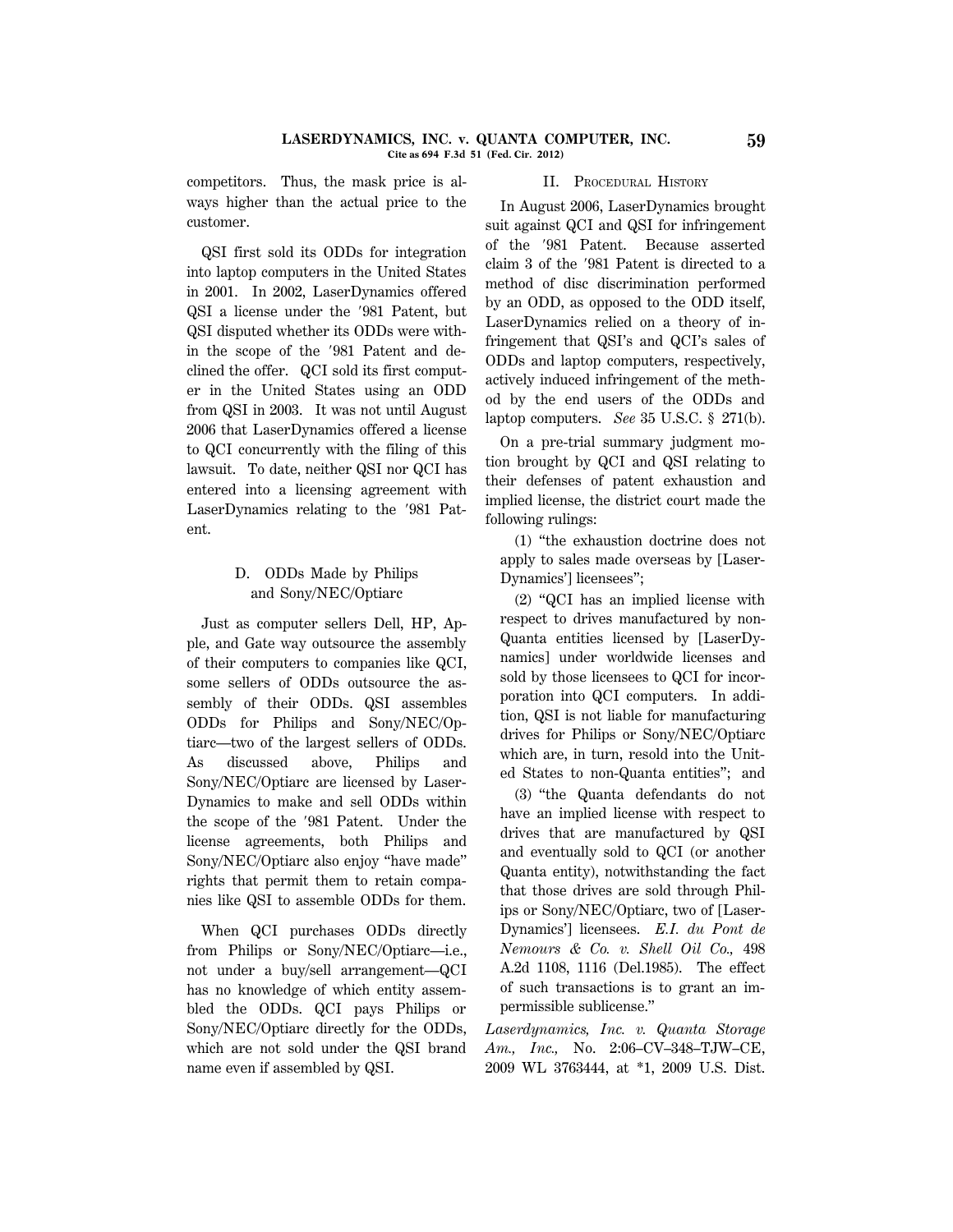competitors. Thus, the mask price is always higher than the actual price to the customer.

QSI first sold its ODDs for integration into laptop computers in the United States in 2001. In 2002, LaserDynamics offered QSI a license under the ′981 Patent, but QSI disputed whether its ODDs were within the scope of the ′981 Patent and declined the offer. QCI sold its first computer in the United States using an ODD from QSI in 2003. It was not until August 2006 that LaserDynamics offered a license to QCI concurrently with the filing of this lawsuit. To date, neither QSI nor QCI has entered into a licensing agreement with LaserDynamics relating to the ′981 Patent.

### D. ODDs Made by Philips and Sony/NEC/Optiarc

Just as computer sellers Dell, HP, Apple, and Gate way outsource the assembly of their computers to companies like QCI, some sellers of ODDs outsource the assembly of their ODDs. QSI assembles ODDs for Philips and Sony/NEC/Optiarc—two of the largest sellers of ODDs. As discussed above, Philips and Sony/NEC/Optiarc are licensed by LaserDynamics to make and sell ODDs within the scope of the ′981 Patent. Under the license agreements, both Philips and Sony/NEC/Optiarc also enjoy "have made" rights that permit them to retain companies like QSI to assemble ODDs for them.

When QCI purchases ODDs directly from Philips or Sony/NEC/Optiarc—i.e., not under a buy/sell arrangement—QCI has no knowledge of which entity assembled the ODDs. QCI pays Philips or Sony/NEC/Optiarc directly for the ODDs, which are not sold under the QSI brand name even if assembled by QSI.

## II. Procedural History

In August 2006, LaserDynamics brought suit against QCI and QSI for infringement of the ′981 Patent. Because asserted claim 3 of the ′981 Patent is directed to a method of disc discrimination performed by an ODD, as opposed to the ODD itself, LaserDynamics relied on a theory of infringement that QSI's and QCI's sales of ODDs and laptop computers, respectively, actively induced infringement of the method by the end users of the ODDs and laptop computers. *See* 35 U.S.C. § 271(b).

On a pre-trial summary judgment motion brought by QCI and QSI relating to their defenses of patent exhaustion and implied license, the district court made the following rulings:

> (1) "the exhaustion doctrine does not apply to sales made overseas by [LaserDynamics'] licensees";
>
> (2) "QCI has an implied license with respect to drives manufactured by non-Quanta entities licensed by [LaserDynamics] under worldwide licenses and sold by those licensees to QCI for incorporation into QCI computers. In addition, QSI is not liable for manufacturing drives for Philips or Sony/NEC/Optiarc which are, in turn, resold into the United States to non-Quanta entities"; and
>
> (3) "the Quanta defendants do not have an implied license with respect to drives that are manufactured by QSI and eventually sold to QCI (or another Quanta entity), notwithstanding the fact that those drives are sold through Philips or Sony/NEC/Optiarc, two of [LaserDynamics'] licensees. *E.I. du Pont de Nemours & Co. v. Shell Oil Co.,* 498 A.2d 1108, 1116 (Del.1985). The effect of such transactions is to grant an impermissible sublicense."

*Laserdynamics, Inc. v. Quanta Storage Am., Inc.,* No. 2:06–CV–348–TJW–CE, 2009 WL 3763444, at *1, 2009 U.S. Dist.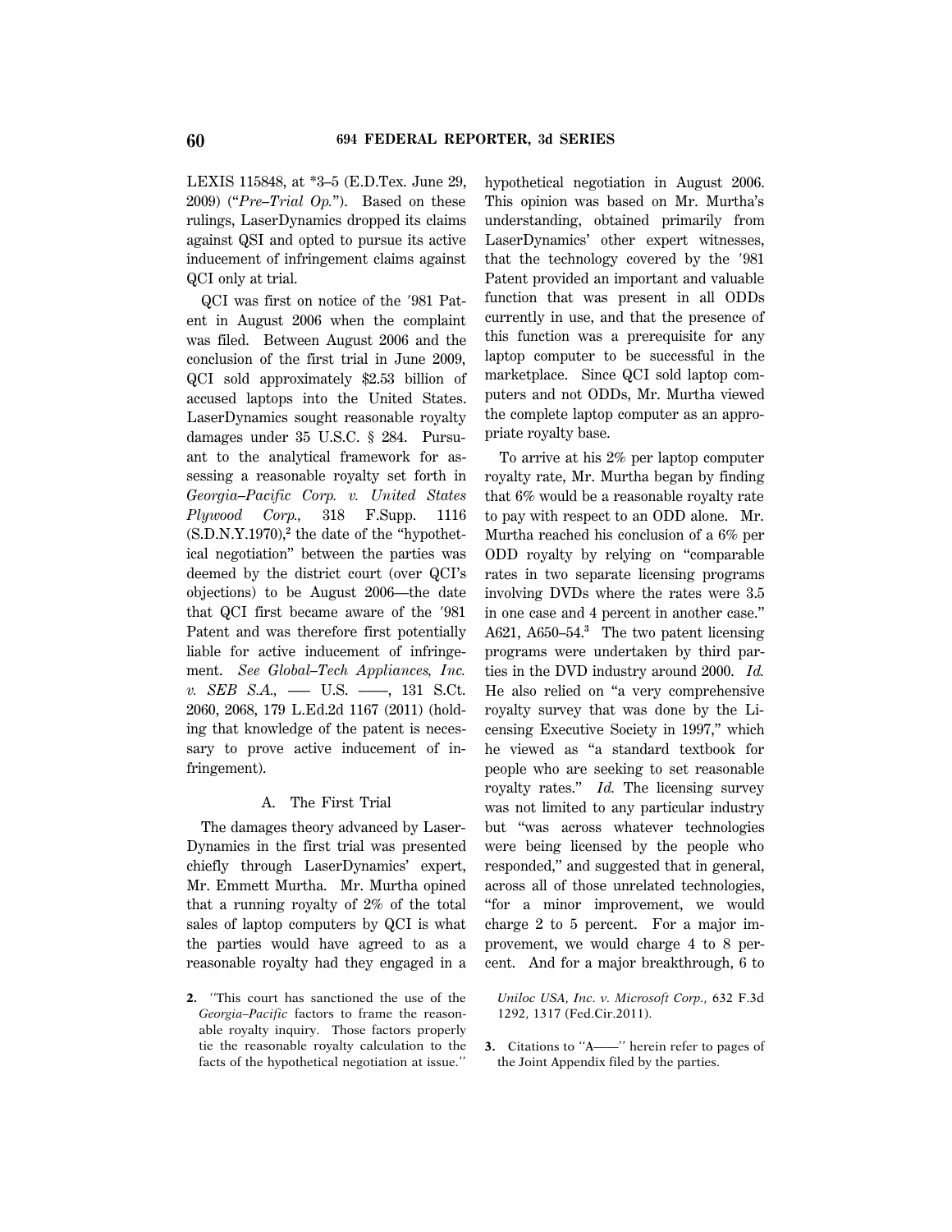LEXIS 115848, at *3–5 (E.D.Tex. June 29, 2009) ("*Pre–Trial Op.*"). Based on these rulings, LaserDynamics dropped its claims against QSI and opted to pursue its active inducement of infringement claims against QCI only at trial.

QCI was first on notice of the ′981 Patent in August 2006 when the complaint was filed. Between August 2006 and the conclusion of the first trial in June 2009, QCI sold approximately $2.53 billion of accused laptops into the United States. LaserDynamics sought reasonable royalty damages under 35 U.S.C. § 284. Pursuant to the analytical framework for assessing a reasonable royalty set forth in *Georgia–Pacific Corp. v. United States Plywood Corp.,* 318 F.Supp. 1116 (S.D.N.Y.1970),[2] the date of the "hypothetical negotiation" between the parties was deemed by the district court (over QCI's objections) to be August 2006—the date that QCI first became aware of the ′981 Patent and was therefore first potentially liable for active inducement of infringement. *See Global–Tech Appliances, Inc. v. SEB S.A.,* ––– U.S. ––––, 131 S.Ct. 2060, 2068, 179 L.Ed.2d 1167 (2011) (holding that knowledge of the patent is necessary to prove active inducement of infringement).

### A. The First Trial

The damages theory advanced by LaserDynamics in the first trial was presented chiefly through LaserDynamics' expert, Mr. Emmett Murtha. Mr. Murtha opined that a running royalty of 2% of the total sales of laptop computers by QCI is what the parties would have agreed to as a reasonable royalty had they engaged in a hypothetical negotiation in August 2006. This opinion was based on Mr. Murtha's understanding, obtained primarily from LaserDynamics' other expert witnesses, that the technology covered by the ′981 Patent provided an important and valuable function that was present in all ODDs currently in use, and that the presence of this function was a prerequisite for any laptop computer to be successful in the marketplace. Since QCI sold laptop computers and not ODDs, Mr. Murtha viewed the complete laptop computer as an appropriate royalty base.

To arrive at his 2% per laptop computer royalty rate, Mr. Murtha began by finding that 6% would be a reasonable royalty rate to pay with respect to an ODD alone. Mr. Murtha reached his conclusion of a 6% per ODD royalty by relying on "comparable rates in two separate licensing programs involving DVDs where the rates were 3.5 in one case and 4 percent in another case." A621, A650–54.[3] The two patent licensing programs were undertaken by third parties in the DVD industry around 2000. *Id.* He also relied on "a very comprehensive royalty survey that was done by the Licensing Executive Society in 1997," which he viewed as "a standard textbook for people who are seeking to set reasonable royalty rates." *Id.* The licensing survey was not limited to any particular industry but "was across whatever technologies were being licensed by the people who responded," and suggested that in general, across all of those unrelated technologies, "for a minor improvement, we would charge 2 to 5 percent. For a major improvement, we would charge 4 to 8 percent. And for a major breakthrough, 6 to

---

2. "This court has sanctioned the use of the *Georgia–Pacific* factors to frame the reasonable royalty inquiry. Those factors properly tie the reasonable royalty calculation to the facts of the hypothetical negotiation at issue." *Uniloc USA, Inc. v. Microsoft Corp.,* 632 F.3d 1292, 1317 (Fed.Cir.2011).

3. Citations to "A——" herein refer to pages of the Joint Appendix filed by the parties.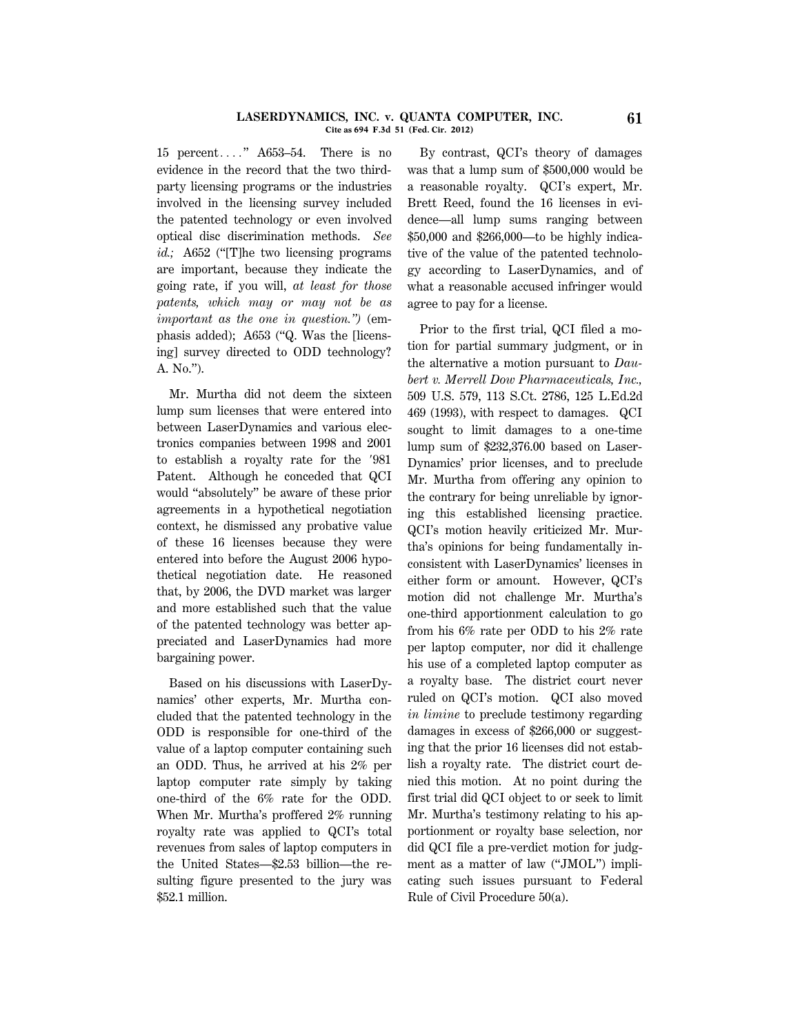15 percent. . . .” A653–54. There is no evidence in the record that the two third-party licensing programs or the industries involved in the licensing survey included the patented technology or even involved optical disc discrimination methods. *See id.;* A652 (“[T]he two licensing programs are important, because they indicate the going rate, if you will, *at least for those patents, which may or may not be as important as the one in question.”)* (emphasis added); A653 (“Q. Was the [licensing] survey directed to ODD technology? A. No.”).

Mr. Murtha did not deem the sixteen lump sum licenses that were entered into between LaserDynamics and various electronics companies between 1998 and 2001 to establish a royalty rate for the ′981 Patent. Although he conceded that QCI would “absolutely” be aware of these prior agreements in a hypothetical negotiation context, he dismissed any probative value of these 16 licenses because they were entered into before the August 2006 hypothetical negotiation date. He reasoned that, by 2006, the DVD market was larger and more established such that the value of the patented technology was better appreciated and LaserDynamics had more bargaining power.

Based on his discussions with LaserDynamics’ other experts, Mr. Murtha concluded that the patented technology in the ODD is responsible for one-third of the value of a laptop computer containing such an ODD. Thus, he arrived at his 2% per laptop computer rate simply by taking one-third of the 6% rate for the ODD. When Mr. Murtha’s proffered 2% running royalty rate was applied to QCI’s total revenues from sales of laptop computers in the United States—$2.53 billion—the resulting figure presented to the jury was $52.1 million.

By contrast, QCI’s theory of damages was that a lump sum of $500,000 would be a reasonable royalty. QCI’s expert, Mr. Brett Reed, found the 16 licenses in evidence—all lump sums ranging between $50,000 and $266,000—to be highly indicative of the value of the patented technology according to LaserDynamics, and of what a reasonable accused infringer would agree to pay for a license.

Prior to the first trial, QCI filed a motion for partial summary judgment, or in the alternative a motion pursuant to *Daubert v. Merrell Dow Pharmaceuticals, Inc.,* 509 U.S. 579, 113 S.Ct. 2786, 125 L.Ed.2d 469 (1993), with respect to damages. QCI sought to limit damages to a one-time lump sum of $232,376.00 based on LaserDynamics’ prior licenses, and to preclude Mr. Murtha from offering any opinion to the contrary for being unreliable by ignoring this established licensing practice. QCI’s motion heavily criticized Mr. Murtha’s opinions for being fundamentally inconsistent with LaserDynamics’ licenses in either form or amount. However, QCI’s motion did not challenge Mr. Murtha’s one-third apportionment calculation to go from his 6% rate per ODD to his 2% rate per laptop computer, nor did it challenge his use of a completed laptop computer as a royalty base. The district court never ruled on QCI’s motion. QCI also moved *in limine* to preclude testimony regarding damages in excess of $266,000 or suggesting that the prior 16 licenses did not establish a royalty rate. The district court denied this motion. At no point during the first trial did QCI object to or seek to limit Mr. Murtha’s testimony relating to his apportionment or royalty base selection, nor did QCI file a pre-verdict motion for judgment as a matter of law (“JMOL”) implicating such issues pursuant to Federal Rule of Civil Procedure 50(a).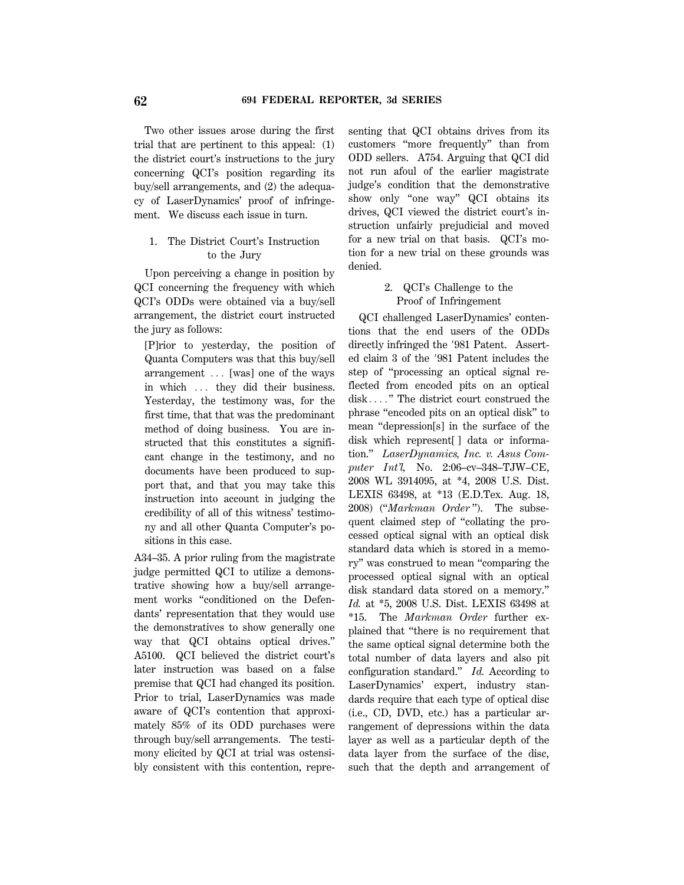Two other issues arose during the first trial that are pertinent to this appeal: (1) the district court's instructions to the jury concerning QCI's position regarding its buy/sell arrangements, and (2) the adequacy of LaserDynamics' proof of infringement. We discuss each issue in turn.

1. The District Court's Instruction to the Jury

Upon perceiving a change in position by QCI concerning the frequency with which QCI's ODDs were obtained via a buy/sell arrangement, the district court instructed the jury as follows:

> [P]rior to yesterday, the position of Quanta Computers was that this buy/sell arrangement ... [was] one of the ways in which ... they did their business. Yesterday, the testimony was, for the first time, that that was the predominant method of doing business. You are instructed that this constitutes a significant change in the testimony, and no documents have been produced to support that, and that you may take this instruction into account in judging the credibility of all of this witness' testimony and all other Quanta Computer's positions in this case.

A34–35. A prior ruling from the magistrate judge permitted QCI to utilize a demonstrative showing how a buy/sell arrangement works "conditioned on the Defendants' representation that they would use the demonstratives to show generally one way that QCI obtains optical drives." A5100. QCI believed the district court's later instruction was based on a false premise that QCI had changed its position. Prior to trial, LaserDynamics was made aware of QCI's contention that approximately 85% of its ODD purchases were through buy/sell arrangements. The testimony elicited by QCI at trial was ostensibly consistent with this contention, representing that QCI obtains drives from its customers "more frequently" than from ODD sellers. A754. Arguing that QCI did not run afoul of the earlier magistrate judge's condition that the demonstrative show only "one way" QCI obtains its drives, QCI viewed the district court's instruction unfairly prejudicial and moved for a new trial on that basis. QCI's motion for a new trial on these grounds was denied.

2. QCI's Challenge to the Proof of Infringement

QCI challenged LaserDynamics' contentions that the end users of the ODDs directly infringed the ′981 Patent. Asserted claim 3 of the ′981 Patent includes the step of "processing an optical signal reflected from encoded pits on an optical disk...." The district court construed the phrase "encoded pits on an optical disk" to mean "depression[s] in the surface of the disk which represent[ ] data or information." *LaserDynamics, Inc. v. Asus Computer Int'l,* No. 2:06–cv–348–TJW–CE, 2008 WL 3914095, at *4, 2008 U.S. Dist. LEXIS 63498, at *13 (E.D.Tex. Aug. 18, 2008) ("*Markman Order*"). The subsequent claimed step of "collating the processed optical signal with an optical disk standard data which is stored in a memory" was construed to mean "comparing the processed optical signal with an optical disk standard data stored on a memory." *Id.* at *5, 2008 U.S. Dist. LEXIS 63498 at *15. The *Markman Order* further explained that "there is no requirement that the same optical signal determine both the total number of data layers and also pit configuration standard." *Id.* According to LaserDynamics' expert, industry standards require that each type of optical disc (i.e., CD, DVD, etc.) has a particular arrangement of depressions within the data layer as well as a particular depth of the data layer from the surface of the disc, such that the depth and arrangement of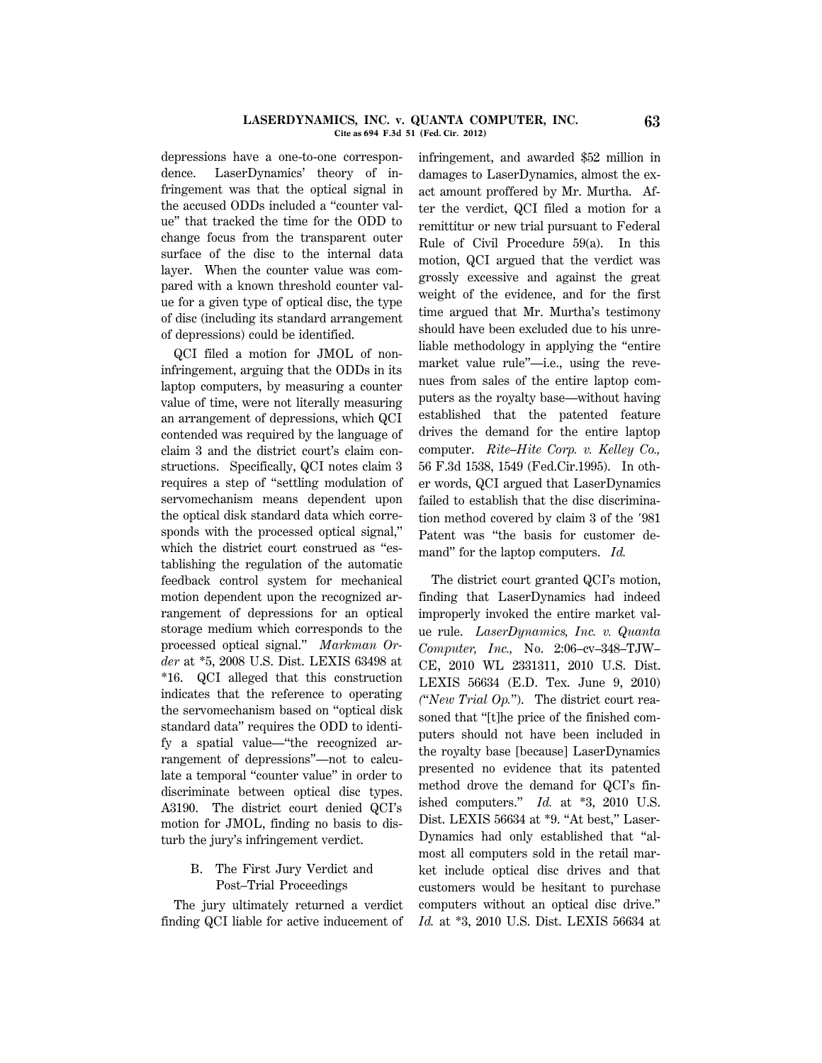depressions have a one-to-one correspondence. LaserDynamics' theory of infringement was that the optical signal in the accused ODDs included a "counter value" that tracked the time for the ODD to change focus from the transparent outer surface of the disc to the internal data layer. When the counter value was compared with a known threshold counter value for a given type of optical disc, the type of disc (including its standard arrangement of depressions) could be identified.

QCI filed a motion for JMOL of noninfringement, arguing that the ODDs in its laptop computers, by measuring a counter value of time, were not literally measuring an arrangement of depressions, which QCI contended was required by the language of claim 3 and the district court's claim constructions. Specifically, QCI notes claim 3 requires a step of "settling modulation of servomechanism means dependent upon the optical disk standard data which corresponds with the processed optical signal," which the district court construed as "establishing the regulation of the automatic feedback control system for mechanical motion dependent upon the recognized arrangement of depressions for an optical storage medium which corresponds to the processed optical signal." *Markman Order* at *5, 2008 U.S. Dist. LEXIS 63498 at *16. QCI alleged that this construction indicates that the reference to operating the servomechanism based on "optical disk standard data" requires the ODD to identify a spatial value—"the recognized arrangement of depressions"—not to calculate a temporal "counter value" in order to discriminate between optical disc types. A3190. The district court denied QCI's motion for JMOL, finding no basis to disturb the jury's infringement verdict.

## B. The First Jury Verdict and Post–Trial Proceedings

The jury ultimately returned a verdict finding QCI liable for active inducement of infringement, and awarded $52 million in damages to LaserDynamics, almost the exact amount proffered by Mr. Murtha. After the verdict, QCI filed a motion for a remittitur or new trial pursuant to Federal Rule of Civil Procedure 59(a). In this motion, QCI argued that the verdict was grossly excessive and against the great weight of the evidence, and for the first time argued that Mr. Murtha's testimony should have been excluded due to his unreliable methodology in applying the "entire market value rule"—i.e., using the revenues from sales of the entire laptop computers as the royalty base—without having established that the patented feature drives the demand for the entire laptop computer. *Rite–Hite Corp. v. Kelley Co.,* 56 F.3d 1538, 1549 (Fed.Cir.1995). In other words, QCI argued that LaserDynamics failed to establish that the disc discrimination method covered by claim 3 of the ′981 Patent was "the basis for customer demand" for the laptop computers. *Id.*

The district court granted QCI's motion, finding that LaserDynamics had indeed improperly invoked the entire market value rule. *LaserDynamics, Inc. v. Quanta Computer, Inc.,* No. 2:06–cv–348–TJW–CE, 2010 WL 2331311, 2010 U.S. Dist. LEXIS 56634 (E.D. Tex. June 9, 2010) (*"New Trial Op."*). The district court reasoned that "[t]he price of the finished computers should not have been included in the royalty base [because] LaserDynamics presented no evidence that its patented method drove the demand for QCI's finished computers." *Id.* at *3, 2010 U.S. Dist. LEXIS 56634 at *9. "At best," LaserDynamics had only established that "almost all computers sold in the retail market include optical disc drives and that customers would be hesitant to purchase computers without an optical disc drive." *Id.* at *3, 2010 U.S. Dist. LEXIS 56634 at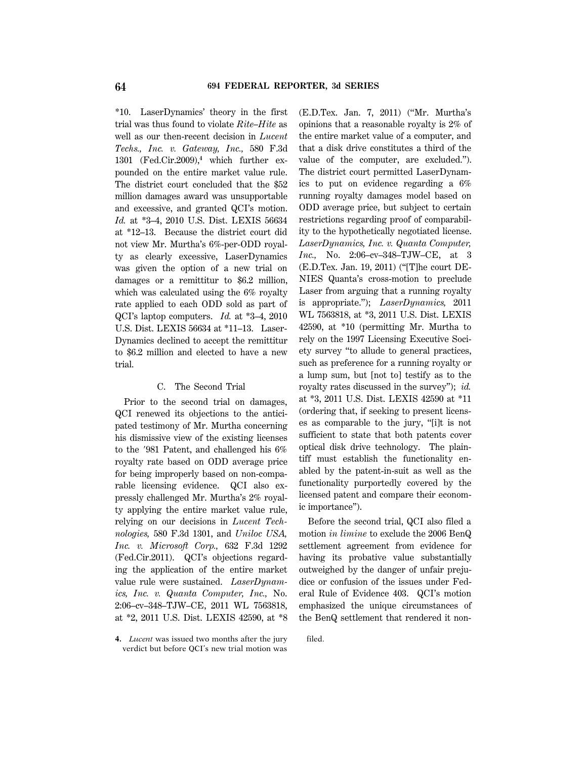*10. LaserDynamics' theory in the first trial was thus found to violate *Rite–Hite* as well as our then-recent decision in *Lucent Techs., Inc. v. Gateway, Inc.,* 580 F.3d 1301 (Fed.Cir.2009),[4] which further expounded on the entire market value rule. The district court concluded that the $52 million damages award was unsupportable and excessive, and granted QCI's motion. *Id.* at *3–4, 2010 U.S. Dist. LEXIS 56634 at *12–13. Because the district court did not view Mr. Murtha's 6%-per-ODD royalty as clearly excessive, LaserDynamics was given the option of a new trial on damages or a remittitur to $6.2 million, which was calculated using the 6% royalty rate applied to each ODD sold as part of QCI's laptop computers. *Id.* at *3–4, 2010 U.S. Dist. LEXIS 56634 at *11–13. LaserDynamics declined to accept the remittitur to $6.2 million and elected to have a new trial.

### C. The Second Trial

Prior to the second trial on damages, QCI renewed its objections to the anticipated testimony of Mr. Murtha concerning his dismissive view of the existing licenses to the ′981 Patent, and challenged his 6% royalty rate based on ODD average price for being improperly based on non-comparable licensing evidence. QCI also expressly challenged Mr. Murtha's 2% royalty applying the entire market value rule, relying on our decisions in *Lucent Technologies,* 580 F.3d 1301, and *Uniloc USA, Inc. v. Microsoft Corp.,* 632 F.3d 1292 (Fed.Cir.2011). QCI's objections regarding the application of the entire market value rule were sustained. *LaserDynamics, Inc. v. Quanta Computer, Inc.,* No. 2:06–cv–348–TJW–CE, 2011 WL 7563818, at *2, 2011 U.S. Dist. LEXIS 42590, at *8 (E.D.Tex. Jan. 7, 2011) ("Mr. Murtha's opinions that a reasonable royalty is 2% of the entire market value of a computer, and that a disk drive constitutes a third of the value of the computer, are excluded."). The district court permitted LaserDynamics to put on evidence regarding a 6% running royalty damages model based on ODD average price, but subject to certain restrictions regarding proof of comparability to the hypothetically negotiated license. *LaserDynamics, Inc. v. Quanta Computer, Inc.,* No. 2:06–cv–348–TJW–CE, at 3 (E.D.Tex. Jan. 19, 2011) ("[T]he court DENIES Quanta's cross-motion to preclude Laser from arguing that a running royalty is appropriate."); *LaserDynamics,* 2011 WL 7563818, at *3, 2011 U.S. Dist. LEXIS 42590, at *10 (permitting Mr. Murtha to rely on the 1997 Licensing Executive Society survey "to allude to general practices, such as preference for a running royalty or a lump sum, but [not to] testify as to the royalty rates discussed in the survey"); *id.* at *3, 2011 U.S. Dist. LEXIS 42590 at *11 (ordering that, if seeking to present licenses as comparable to the jury, "[i]t is not sufficient to state that both patents cover optical disk drive technology. The plaintiff must establish the functionality enabled by the patent-in-suit as well as the functionality purportedly covered by the licensed patent and compare their economic importance").

Before the second trial, QCI also filed a motion *in limine* to exclude the 2006 BenQ settlement agreement from evidence for having its probative value substantially outweighed by the danger of unfair prejudice or confusion of the issues under Federal Rule of Evidence 403. QCI's motion emphasized the unique circumstances of the BenQ settlement that rendered it non-

---

[4] *Lucent* was issued two months after the jury verdict but before QCI's new trial motion was filed.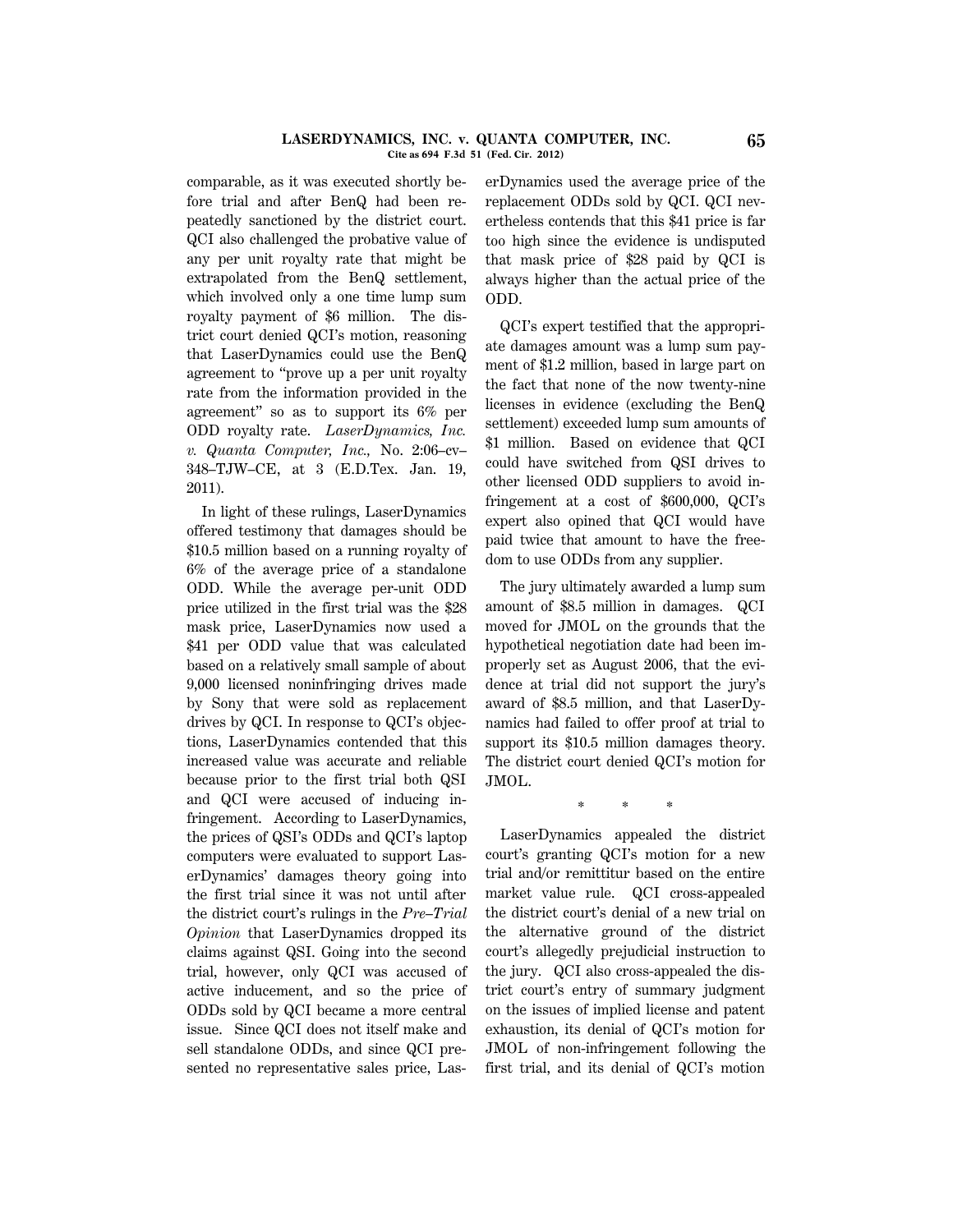comparable, as it was executed shortly before trial and after BenQ had been repeatedly sanctioned by the district court. QCI also challenged the probative value of any per unit royalty rate that might be extrapolated from the BenQ settlement, which involved only a one time lump sum royalty payment of $6 million. The district court denied QCI's motion, reasoning that LaserDynamics could use the BenQ agreement to "prove up a per unit royalty rate from the information provided in the agreement" so as to support its 6% per ODD royalty rate. *LaserDynamics, Inc. v. Quanta Computer, Inc.,* No. 2:06–cv–348–TJW–CE, at 3 (E.D.Tex. Jan. 19, 2011).

In light of these rulings, LaserDynamics offered testimony that damages should be $10.5 million based on a running royalty of 6% of the average price of a standalone ODD. While the average per-unit ODD price utilized in the first trial was the $28 mask price, LaserDynamics now used a $41 per ODD value that was calculated based on a relatively small sample of about 9,000 licensed noninfringing drives made by Sony that were sold as replacement drives by QCI. In response to QCI's objections, LaserDynamics contended that this increased value was accurate and reliable because prior to the first trial both QSI and QCI were accused of inducing infringement. According to LaserDynamics, the prices of QSI's ODDs and QCI's laptop computers were evaluated to support LaserDynamics' damages theory going into the first trial since it was not until after the district court's rulings in the *Pre–Trial Opinion* that LaserDynamics dropped its claims against QSI. Going into the second trial, however, only QCI was accused of active inducement, and so the price of ODDs sold by QCI became a more central issue. Since QCI does not itself make and sell standalone ODDs, and since QCI presented no representative sales price, LaserDynamics used the average price of the replacement ODDs sold by QCI. QCI nevertheless contends that this $41 price is far too high since the evidence is undisputed that mask price of $28 paid by QCI is always higher than the actual price of the ODD.

QCI's expert testified that the appropriate damages amount was a lump sum payment of $1.2 million, based in large part on the fact that none of the now twenty-nine licenses in evidence (excluding the BenQ settlement) exceeded lump sum amounts of $1 million. Based on evidence that QCI could have switched from QSI drives to other licensed ODD suppliers to avoid infringement at a cost of $600,000, QCI's expert also opined that QCI would have paid twice that amount to have the freedom to use ODDs from any supplier.

The jury ultimately awarded a lump sum amount of $8.5 million in damages. QCI moved for JMOL on the grounds that the hypothetical negotiation date had been improperly set as August 2006, that the evidence at trial did not support the jury's award of $8.5 million, and that LaserDynamics had failed to offer proof at trial to support its $10.5 million damages theory. The district court denied QCI's motion for JMOL.

\* \* \*

LaserDynamics appealed the district court's granting QCI's motion for a new trial and/or remittitur based on the entire market value rule. QCI cross-appealed the district court's denial of a new trial on the alternative ground of the district court's allegedly prejudicial instruction to the jury. QCI also cross-appealed the district court's entry of summary judgment on the issues of implied license and patent exhaustion, its denial of QCI's motion for JMOL of non-infringement following the first trial, and its denial of QCI's motion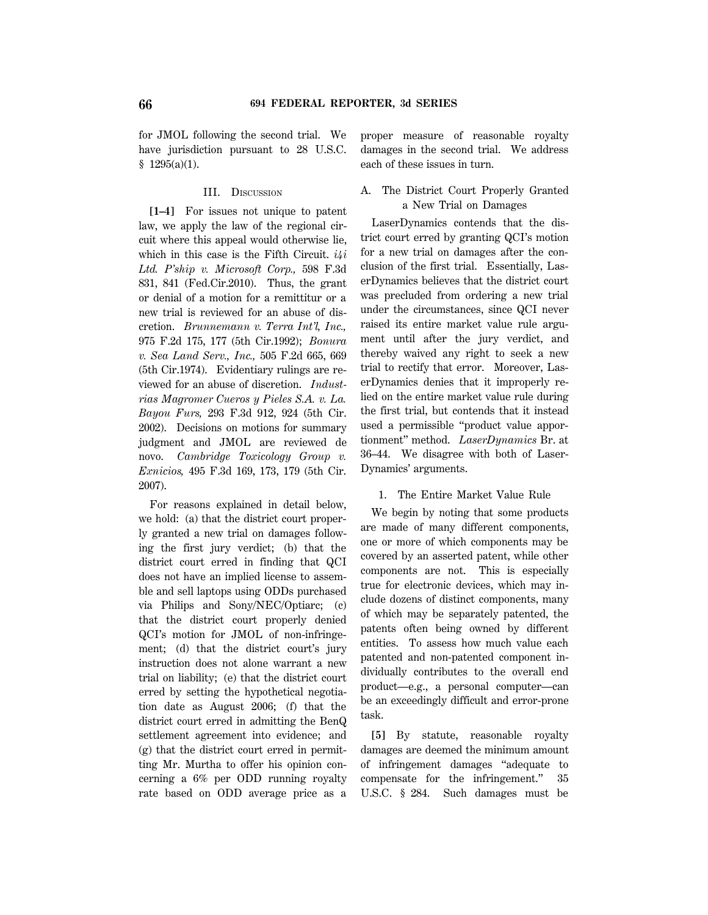for JMOL following the second trial. We have jurisdiction pursuant to 28 U.S.C. § 1295(a)(1).

### III. Discussion

**[1–4]** For issues not unique to patent law, we apply the law of the regional circuit where this appeal would otherwise lie, which in this case is the Fifth Circuit. *i4i Ltd. P'ship v. Microsoft Corp.,* 598 F.3d 831, 841 (Fed.Cir.2010). Thus, the grant or denial of a motion for a remittitur or a new trial is reviewed for an abuse of discretion. *Brunnemann v. Terra Int'l, Inc.,* 975 F.2d 175, 177 (5th Cir.1992); *Bonura v. Sea Land Serv., Inc.,* 505 F.2d 665, 669 (5th Cir.1974). Evidentiary rulings are reviewed for an abuse of discretion. *Industrias Magromer Cueros y Pieles S.A. v. La. Bayou Furs,* 293 F.3d 912, 924 (5th Cir. 2002). Decisions on motions for summary judgment and JMOL are reviewed de novo. *Cambridge Toxicology Group v. Exnicios,* 495 F.3d 169, 173, 179 (5th Cir. 2007).

For reasons explained in detail below, we hold: (a) that the district court properly granted a new trial on damages following the first jury verdict; (b) that the district court erred in finding that QCI does not have an implied license to assemble and sell laptops using ODDs purchased via Philips and Sony/NEC/Optiarc; (c) that the district court properly denied QCI's motion for JMOL of non-infringement; (d) that the district court's jury instruction does not alone warrant a new trial on liability; (e) that the district court erred by setting the hypothetical negotiation date as August 2006; (f) that the district court erred in admitting the BenQ settlement agreement into evidence; and (g) that the district court erred in permitting Mr. Murtha to offer his opinion concerning a 6% per ODD running royalty rate based on ODD average price as a proper measure of reasonable royalty damages in the second trial. We address each of these issues in turn.

#### A. The District Court Properly Granted a New Trial on Damages

LaserDynamics contends that the district court erred by granting QCI's motion for a new trial on damages after the conclusion of the first trial. Essentially, LaserDynamics believes that the district court was precluded from ordering a new trial under the circumstances, since QCI never raised its entire market value rule argument until after the jury verdict, and thereby waived any right to seek a new trial to rectify that error. Moreover, LaserDynamics denies that it improperly relied on the entire market value rule during the first trial, but contends that it instead used a permissible "product value apportionment" method. *LaserDynamics* Br. at 36–44. We disagree with both of LaserDynamics' arguments.

##### 1. The Entire Market Value Rule

We begin by noting that some products are made of many different components, one or more of which components may be covered by an asserted patent, while other components are not. This is especially true for electronic devices, which may include dozens of distinct components, many of which may be separately patented, the patents often being owned by different entities. To assess how much value each patented and non-patented component individually contributes to the overall end product—e.g., a personal computer—can be an exceedingly difficult and error-prone task.

**[5]** By statute, reasonable royalty damages are deemed the minimum amount of infringement damages "adequate to compensate for the infringement." 35 U.S.C. § 284. Such damages must be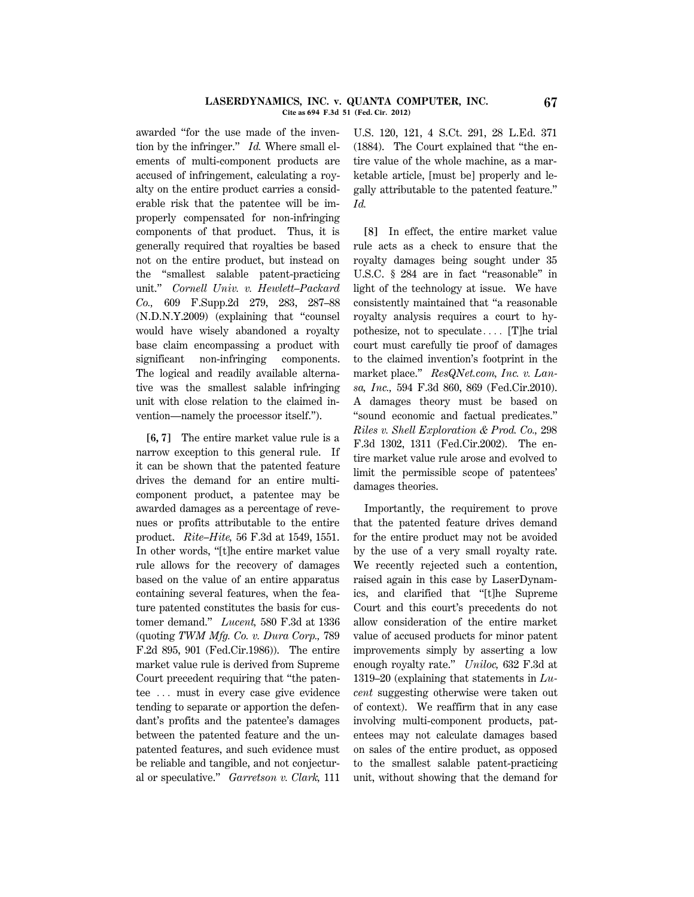awarded "for the use made of the invention by the infringer." *Id.* Where small elements of multi-component products are accused of infringement, calculating a royalty on the entire product carries a considerable risk that the patentee will be improperly compensated for non-infringing components of that product. Thus, it is generally required that royalties be based not on the entire product, but instead on the "smallest salable patent-practicing unit." *Cornell Univ. v. Hewlett–Packard Co.,* 609 F.Supp.2d 279, 283, 287–88 (N.D.N.Y.2009) (explaining that "counsel would have wisely abandoned a royalty base claim encompassing a product with significant non-infringing components. The logical and readily available alternative was the smallest salable infringing unit with close relation to the claimed invention—namely the processor itself.").

**[6, 7]** The entire market value rule is a narrow exception to this general rule. If it can be shown that the patented feature drives the demand for an entire multi-component product, a patentee may be awarded damages as a percentage of revenues or profits attributable to the entire product. *Rite–Hite,* 56 F.3d at 1549, 1551. In other words, "[t]he entire market value rule allows for the recovery of damages based on the value of an entire apparatus containing several features, when the feature patented constitutes the basis for customer demand." *Lucent,* 580 F.3d at 1336 (quoting *TWM Mfg. Co. v. Dura Corp.,* 789 F.2d 895, 901 (Fed.Cir.1986)). The entire market value rule is derived from Supreme Court precedent requiring that "the patentee ... must in every case give evidence tending to separate or apportion the defendant's profits and the patentee's damages between the patented feature and the unpatented features, and such evidence must be reliable and tangible, and not conjectural or speculative." *Garretson v. Clark,* 111 U.S. 120, 121, 4 S.Ct. 291, 28 L.Ed. 371 (1884). The Court explained that "the entire value of the whole machine, as a marketable article, [must be] properly and legally attributable to the patented feature." *Id.*

**[8]** In effect, the entire market value rule acts as a check to ensure that the royalty damages being sought under 35 U.S.C. § 284 are in fact "reasonable" in light of the technology at issue. We have consistently maintained that "a reasonable royalty analysis requires a court to hypothesize, not to speculate.... [T]he trial court must carefully tie proof of damages to the claimed invention's footprint in the market place." *ResQNet.com, Inc. v. Lansa, Inc.,* 594 F.3d 860, 869 (Fed.Cir.2010). A damages theory must be based on "sound economic and factual predicates." *Riles v. Shell Exploration & Prod. Co.,* 298 F.3d 1302, 1311 (Fed.Cir.2002). The entire market value rule arose and evolved to limit the permissible scope of patentees' damages theories.

Importantly, the requirement to prove that the patented feature drives demand for the entire product may not be avoided by the use of a very small royalty rate. We recently rejected such a contention, raised again in this case by LaserDynamics, and clarified that "[t]he Supreme Court and this court's precedents do not allow consideration of the entire market value of accused products for minor patent improvements simply by asserting a low enough royalty rate." *Uniloc,* 632 F.3d at 1319–20 (explaining that statements in *Lucent* suggesting otherwise were taken out of context). We reaffirm that in any case involving multi-component products, patentees may not calculate damages based on sales of the entire product, as opposed to the smallest salable patent-practicing unit, without showing that the demand for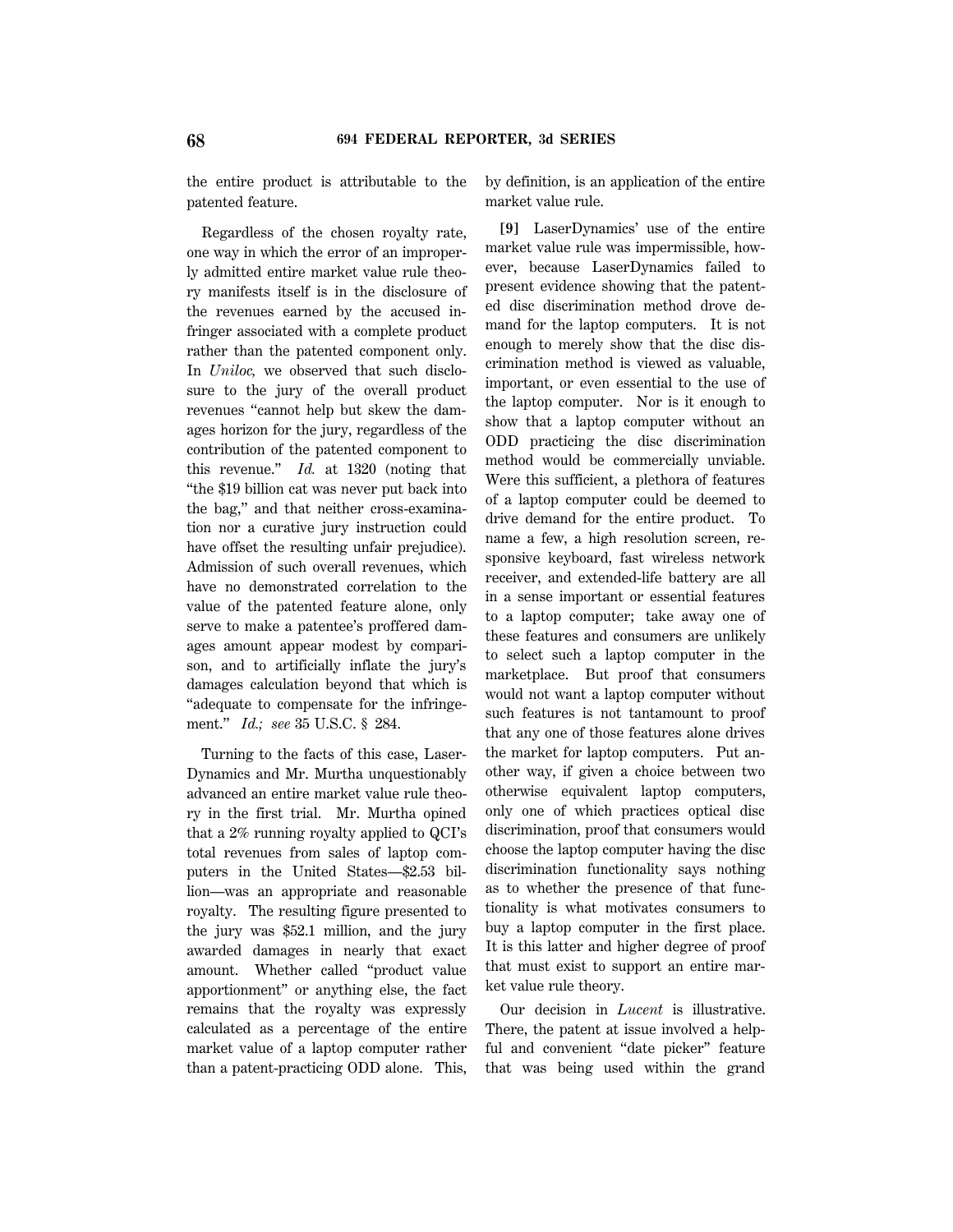the entire product is attributable to the patented feature.

Regardless of the chosen royalty rate, one way in which the error of an improperly admitted entire market value rule theory manifests itself is in the disclosure of the revenues earned by the accused infringer associated with a complete product rather than the patented component only. In *Uniloc,* we observed that such disclosure to the jury of the overall product revenues "cannot help but skew the damages horizon for the jury, regardless of the contribution of the patented component to this revenue." *Id.* at 1320 (noting that "the $19 billion cat was never put back into the bag," and that neither cross-examination nor a curative jury instruction could have offset the resulting unfair prejudice). Admission of such overall revenues, which have no demonstrated correlation to the value of the patented feature alone, only serve to make a patentee's proffered damages amount appear modest by comparison, and to artificially inflate the jury's damages calculation beyond that which is "adequate to compensate for the infringement." *Id.; see* 35 U.S.C. § 284.

Turning to the facts of this case, LaserDynamics and Mr. Murtha unquestionably advanced an entire market value rule theory in the first trial. Mr. Murtha opined that a 2% running royalty applied to QCI's total revenues from sales of laptop computers in the United States—$2.53 billion—was an appropriate and reasonable royalty. The resulting figure presented to the jury was $52.1 million, and the jury awarded damages in nearly that exact amount. Whether called "product value apportionment" or anything else, the fact remains that the royalty was expressly calculated as a percentage of the entire market value of a laptop computer rather than a patent-practicing ODD alone. This, by definition, is an application of the entire market value rule.

**[9]** LaserDynamics' use of the entire market value rule was impermissible, however, because LaserDynamics failed to present evidence showing that the patented disc discrimination method drove demand for the laptop computers. It is not enough to merely show that the disc discrimination method is viewed as valuable, important, or even essential to the use of the laptop computer. Nor is it enough to show that a laptop computer without an ODD practicing the disc discrimination method would be commercially unviable. Were this sufficient, a plethora of features of a laptop computer could be deemed to drive demand for the entire product. To name a few, a high resolution screen, responsive keyboard, fast wireless network receiver, and extended-life battery are all in a sense important or essential features to a laptop computer; take away one of these features and consumers are unlikely to select such a laptop computer in the marketplace. But proof that consumers would not want a laptop computer without such features is not tantamount to proof that any one of those features alone drives the market for laptop computers. Put another way, if given a choice between two otherwise equivalent laptop computers, only one of which practices optical disc discrimination, proof that consumers would choose the laptop computer having the disc discrimination functionality says nothing as to whether the presence of that functionality is what motivates consumers to buy a laptop computer in the first place. It is this latter and higher degree of proof that must exist to support an entire market value rule theory.

Our decision in *Lucent* is illustrative. There, the patent at issue involved a helpful and convenient "date picker" feature that was being used within the grand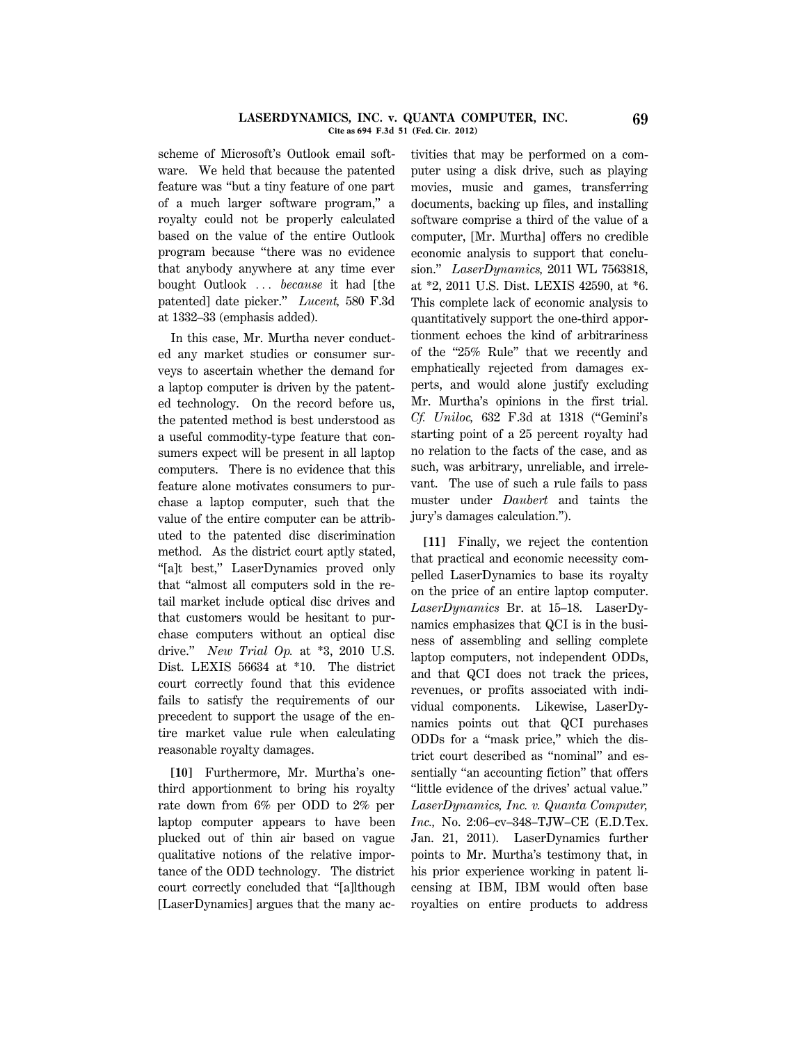scheme of Microsoft's Outlook email software. We held that because the patented feature was "but a tiny feature of one part of a much larger software program," a royalty could not be properly calculated based on the value of the entire Outlook program because "there was no evidence that anybody anywhere at any time ever bought Outlook ... *because* it had [the patented] date picker." *Lucent,* 580 F.3d at 1332–33 (emphasis added).

In this case, Mr. Murtha never conducted any market studies or consumer surveys to ascertain whether the demand for a laptop computer is driven by the patented technology. On the record before us, the patented method is best understood as a useful commodity-type feature that consumers expect will be present in all laptop computers. There is no evidence that this feature alone motivates consumers to purchase a laptop computer, such that the value of the entire computer can be attributed to the patented disc discrimination method. As the district court aptly stated, "[a]t best," LaserDynamics proved only that "almost all computers sold in the retail market include optical disc drives and that customers would be hesitant to purchase computers without an optical disc drive." *New Trial Op.* at *3, 2010 U.S. Dist. LEXIS 56634 at *10. The district court correctly found that this evidence fails to satisfy the requirements of our precedent to support the usage of the entire market value rule when calculating reasonable royalty damages.

**[10]** Furthermore, Mr. Murtha's one-third apportionment to bring his royalty rate down from 6% per ODD to 2% per laptop computer appears to have been plucked out of thin air based on vague qualitative notions of the relative importance of the ODD technology. The district court correctly concluded that "[a]lthough [LaserDynamics] argues that the many activities that may be performed on a computer using a disk drive, such as playing movies, music and games, transferring documents, backing up files, and installing software comprise a third of the value of a computer, [Mr. Murtha] offers no credible economic analysis to support that conclusion." *LaserDynamics,* 2011 WL 7563818, at *2, 2011 U.S. Dist. LEXIS 42590, at *6. This complete lack of economic analysis to quantitatively support the one-third apportionment echoes the kind of arbitrariness of the "25% Rule" that we recently and emphatically rejected from damages experts, and would alone justify excluding Mr. Murtha's opinions in the first trial. *Cf. Uniloc,* 632 F.3d at 1318 ("Gemini's starting point of a 25 percent royalty had no relation to the facts of the case, and as such, was arbitrary, unreliable, and irrelevant. The use of such a rule fails to pass muster under *Daubert* and taints the jury's damages calculation.").

**[11]** Finally, we reject the contention that practical and economic necessity compelled LaserDynamics to base its royalty on the price of an entire laptop computer. *LaserDynamics* Br. at 15–18. LaserDynamics emphasizes that QCI is in the business of assembling and selling complete laptop computers, not independent ODDs, and that QCI does not track the prices, revenues, or profits associated with individual components. Likewise, LaserDynamics points out that QCI purchases ODDs for a "mask price," which the district court described as "nominal" and essentially "an accounting fiction" that offers "little evidence of the drives' actual value." *LaserDynamics, Inc. v. Quanta Computer, Inc.,* No. 2:06–cv–348–TJW–CE (E.D.Tex. Jan. 21, 2011). LaserDynamics further points to Mr. Murtha's testimony that, in his prior experience working in patent licensing at IBM, IBM would often base royalties on entire products to address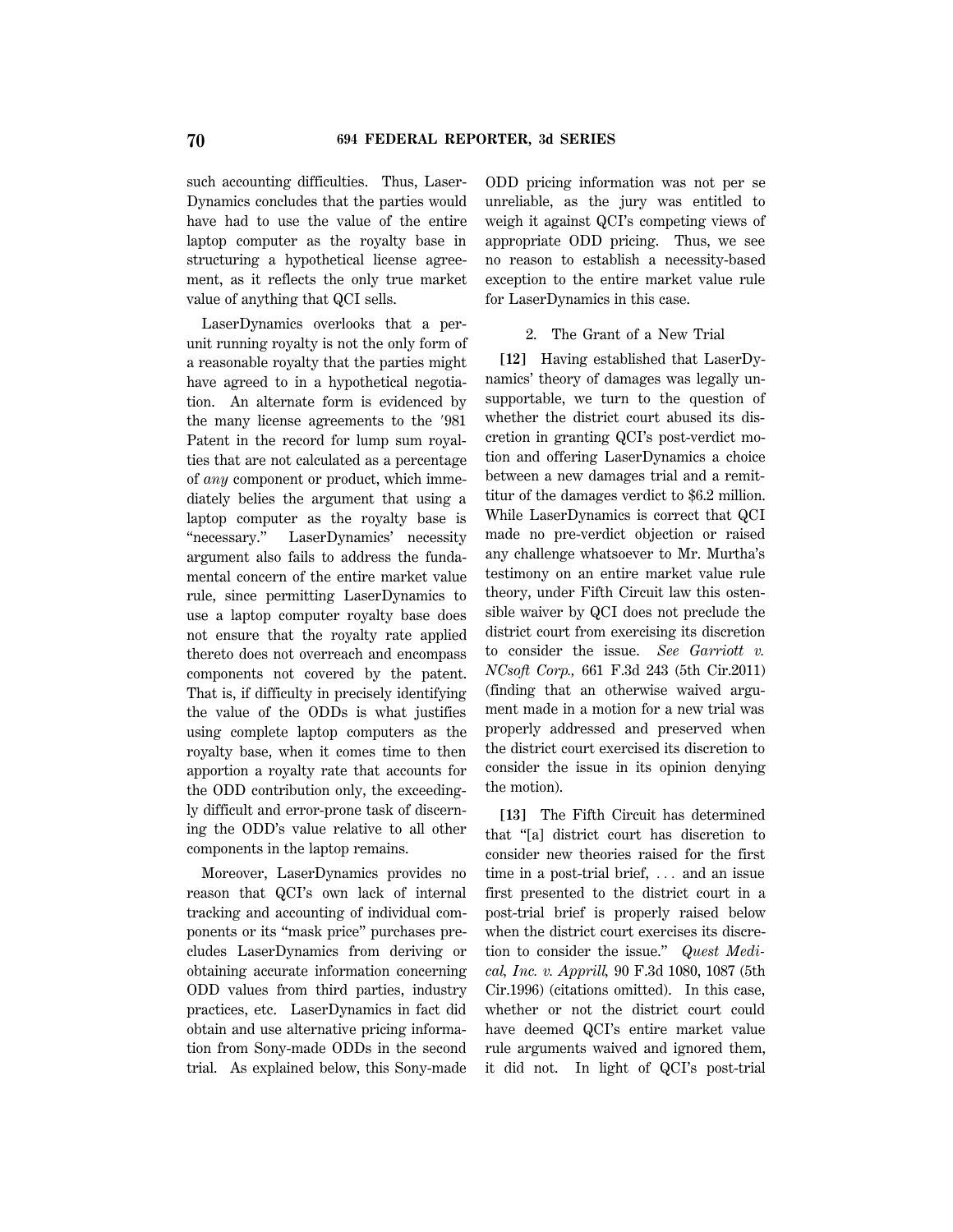such accounting difficulties. Thus, LaserDynamics concludes that the parties would have had to use the value of the entire laptop computer as the royalty base in structuring a hypothetical license agreement, as it reflects the only true market value of anything that QCI sells.

LaserDynamics overlooks that a per-unit running royalty is not the only form of a reasonable royalty that the parties might have agreed to in a hypothetical negotiation. An alternate form is evidenced by the many license agreements to the '981 Patent in the record for lump sum royalties that are not calculated as a percentage of *any* component or product, which immediately belies the argument that using a laptop computer as the royalty base is "necessary." LaserDynamics' necessity argument also fails to address the fundamental concern of the entire market value rule, since permitting LaserDynamics to use a laptop computer royalty base does not ensure that the royalty rate applied thereto does not overreach and encompass components not covered by the patent. That is, if difficulty in precisely identifying the value of the ODDs is what justifies using complete laptop computers as the royalty base, when it comes time to then apportion a royalty rate that accounts for the ODD contribution only, the exceedingly difficult and error-prone task of discerning the ODD's value relative to all other components in the laptop remains.

Moreover, LaserDynamics provides no reason that QCI's own lack of internal tracking and accounting of individual components or its "mask price" purchases precludes LaserDynamics from deriving or obtaining accurate information concerning ODD values from third parties, industry practices, etc. LaserDynamics in fact did obtain and use alternative pricing information from Sony-made ODDs in the second trial. As explained below, this Sony-made ODD pricing information was not per se unreliable, as the jury was entitled to weigh it against QCI's competing views of appropriate ODD pricing. Thus, we see no reason to establish a necessity-based exception to the entire market value rule for LaserDynamics in this case.

### 2. The Grant of a New Trial

**[12]** Having established that LaserDynamics' theory of damages was legally unsupportable, we turn to the question of whether the district court abused its discretion in granting QCI's post-verdict motion and offering LaserDynamics a choice between a new damages trial and a remittitur of the damages verdict to $6.2 million. While LaserDynamics is correct that QCI made no pre-verdict objection or raised any challenge whatsoever to Mr. Murtha's testimony on an entire market value rule theory, under Fifth Circuit law this ostensible waiver by QCI does not preclude the district court from exercising its discretion to consider the issue. *See Garriott v. NCsoft Corp.,* 661 F.3d 243 (5th Cir.2011) (finding that an otherwise waived argument made in a motion for a new trial was properly addressed and preserved when the district court exercised its discretion to consider the issue in its opinion denying the motion).

**[13]** The Fifth Circuit has determined that "[a] district court has discretion to consider new theories raised for the first time in a post-trial brief, ... and an issue first presented to the district court in a post-trial brief is properly raised below when the district court exercises its discretion to consider the issue." *Quest Medical, Inc. v. Apprill,* 90 F.3d 1080, 1087 (5th Cir.1996) (citations omitted). In this case, whether or not the district court could have deemed QCI's entire market value rule arguments waived and ignored them, it did not. In light of QCI's post-trial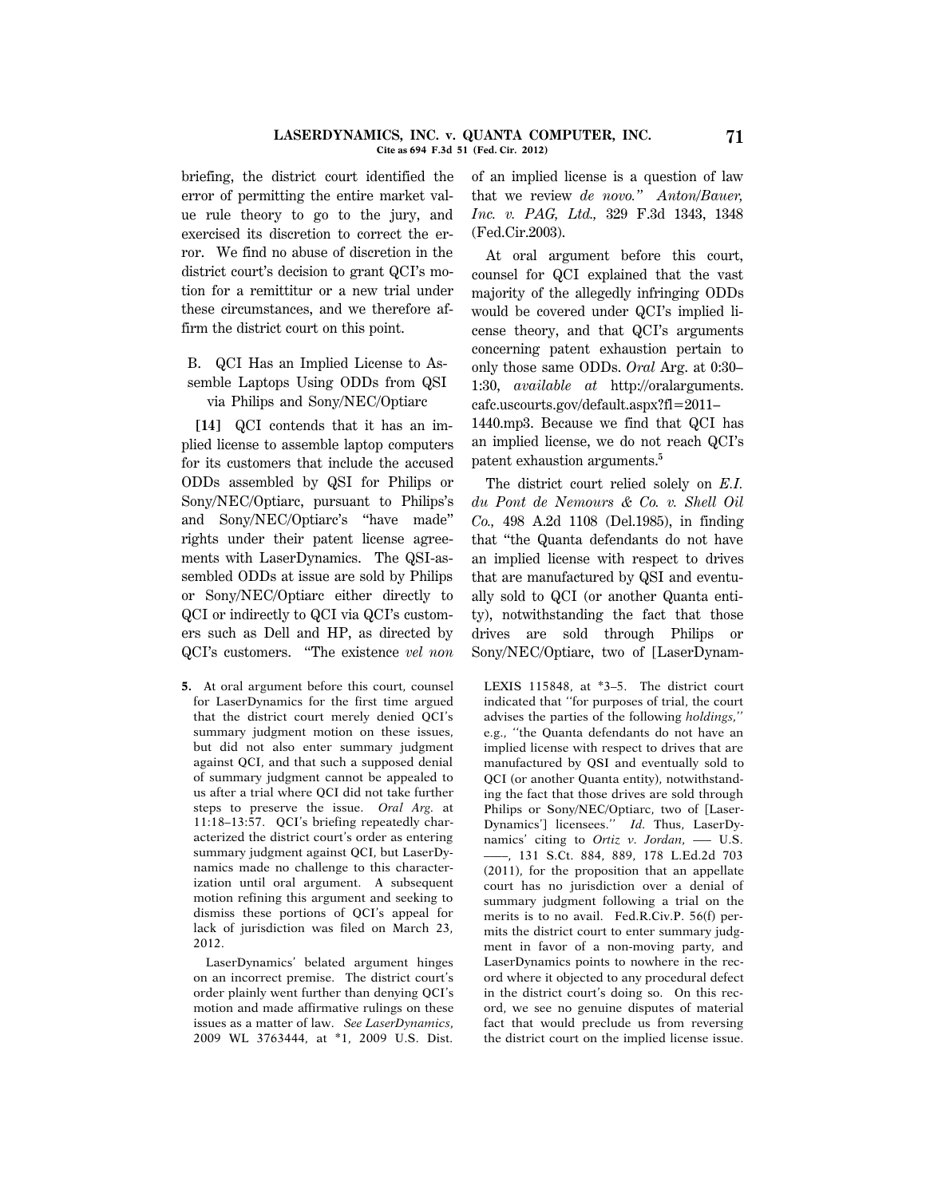briefing, the district court identified the error of permitting the entire market value rule theory to go to the jury, and exercised its discretion to correct the error. We find no abuse of discretion in the district court's decision to grant QCI's motion for a remittitur or a new trial under these circumstances, and we therefore affirm the district court on this point.

### B. QCI Has an Implied License to Assemble Laptops Using ODDs from QSI via Philips and Sony/NEC/Optiarc

**[14]** QCI contends that it has an implied license to assemble laptop computers for its customers that include the accused ODDs assembled by QSI for Philips or Sony/NEC/Optiarc, pursuant to Philips's and Sony/NEC/Optiarc's "have made" rights under their patent license agreements with LaserDynamics. The QSI-assembled ODDs at issue are sold by Philips or Sony/NEC/Optiarc either directly to QCI or indirectly to QCI via QCI's customers such as Dell and HP, as directed by QCI's customers. "The existence *vel non* of an implied license is a question of law that we review *de novo.*" *Anton/Bauer, Inc. v. PAG, Ltd.,* 329 F.3d 1343, 1348 (Fed.Cir.2003).

At oral argument before this court, counsel for QCI explained that the vast majority of the allegedly infringing ODDs would be covered under QCI's implied license theory, and that QCI's arguments concerning patent exhaustion pertain to only those same ODDs. *Oral* Arg. at 0:30–1:30, *available at* http://oralarguments.cafc.uscourts.gov/default.aspx?fl=2011–1440.mp3. Because we find that QCI has an implied license, we do not reach QCI's patent exhaustion arguments.[5]

The district court relied solely on *E.I. du Pont de Nemours & Co. v. Shell Oil Co.,* 498 A.2d 1108 (Del.1985), in finding that "the Quanta defendants do not have an implied license with respect to drives that are manufactured by QSI and eventually sold to QCI (or another Quanta entity), notwithstanding the fact that those drives are sold through Philips or Sony/NEC/Optiarc, two of [LaserDynam-

---

5. At oral argument before this court, counsel for LaserDynamics for the first time argued that the district court merely denied QCI's summary judgment motion on these issues, but did not also enter summary judgment against QCI, and that such a supposed denial of summary judgment cannot be appealed to us after a trial where QCI did not take further steps to preserve the issue. *Oral Arg.* at 11:18–13:57. QCI's briefing repeatedly characterized the district court's order as entering summary judgment against QCI, but LaserDynamics made no challenge to this characterization until oral argument. A subsequent motion refining this argument and seeking to dismiss these portions of QCI's appeal for lack of jurisdiction was filed on March 23, 2012.

LaserDynamics' belated argument hinges on an incorrect premise. The district court's order plainly went further than denying QCI's motion and made affirmative rulings on these issues as a matter of law. *See LaserDynamics,* 2009 WL 3763444, at *1, 2009 U.S. Dist. LEXIS 115848, at *3–5. The district court indicated that "for purposes of trial, the court advises the parties of the following *holdings,*" e.g., "the Quanta defendants do not have an implied license with respect to drives that are manufactured by QSI and eventually sold to QCI (or another Quanta entity), notwithstanding the fact that those drives are sold through Philips or Sony/NEC/Optiarc, two of [LaserDynamics'] licensees." *Id.* Thus, LaserDynamics' citing to *Ortiz v. Jordan,* ––– U.S. ––––, 131 S.Ct. 884, 889, 178 L.Ed.2d 703 (2011), for the proposition that an appellate court has no jurisdiction over a denial of summary judgment following a trial on the merits is to no avail. Fed.R.Civ.P. 56(f) permits the district court to enter summary judgment in favor of a non-moving party, and LaserDynamics points to nowhere in the record where it objected to any procedural defect in the district court's doing so. On this record, we see no genuine disputes of material fact that would preclude us from reversing the district court on the implied license issue.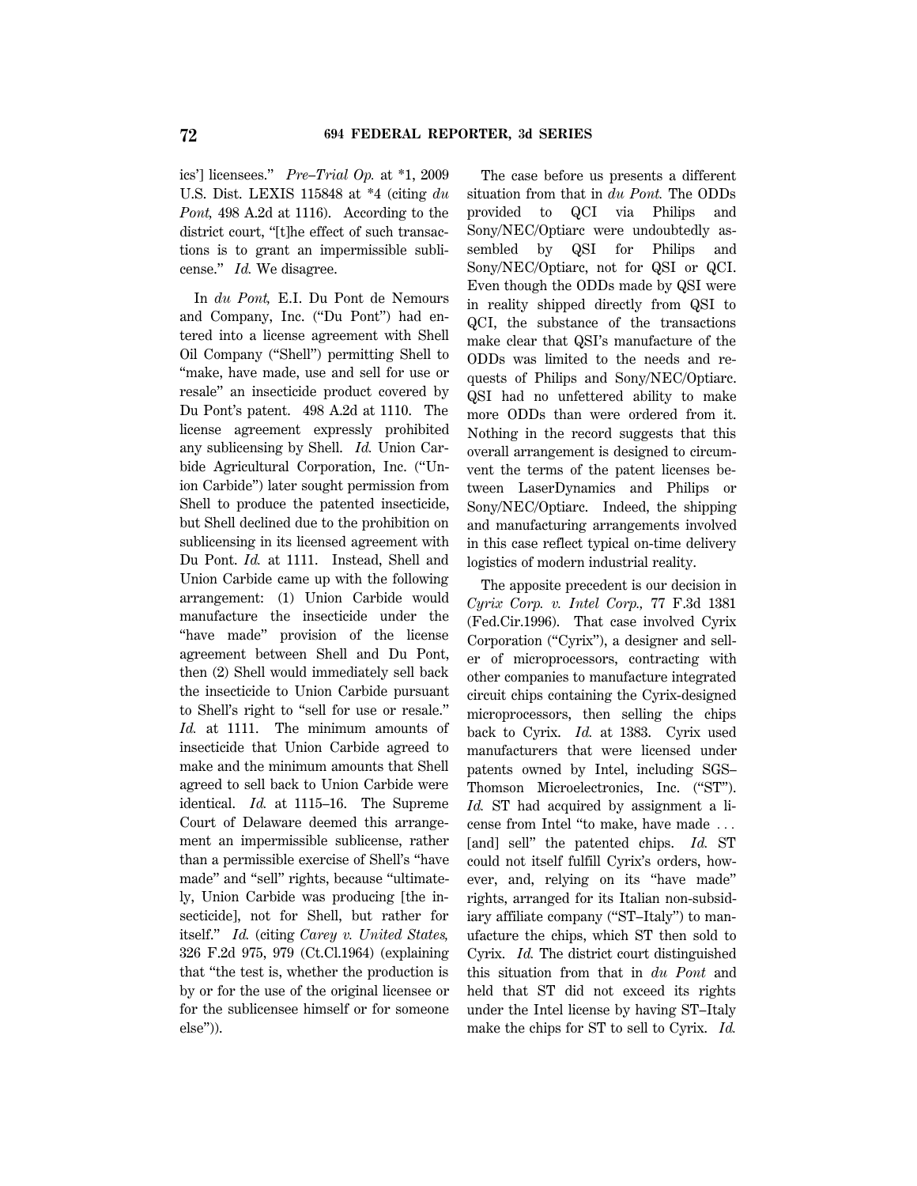ics'] licensees." *Pre–Trial Op.* at *1, 2009 U.S. Dist. LEXIS 115848 at *4 (citing *du Pont,* 498 A.2d at 1116). According to the district court, "[t]he effect of such transactions is to grant an impermissible sublicense." *Id.* We disagree.

In *du Pont,* E.I. Du Pont de Nemours and Company, Inc. ("Du Pont") had entered into a license agreement with Shell Oil Company ("Shell") permitting Shell to "make, have made, use and sell for use or resale" an insecticide product covered by Du Pont's patent. 498 A.2d at 1110. The license agreement expressly prohibited any sublicensing by Shell. *Id.* Union Carbide Agricultural Corporation, Inc. ("Union Carbide") later sought permission from Shell to produce the patented insecticide, but Shell declined due to the prohibition on sublicensing in its licensed agreement with Du Pont. *Id.* at 1111. Instead, Shell and Union Carbide came up with the following arrangement: (1) Union Carbide would manufacture the insecticide under the "have made" provision of the license agreement between Shell and Du Pont, then (2) Shell would immediately sell back the insecticide to Union Carbide pursuant to Shell's right to "sell for use or resale." *Id.* at 1111. The minimum amounts of insecticide that Union Carbide agreed to make and the minimum amounts that Shell agreed to sell back to Union Carbide were identical. *Id.* at 1115–16. The Supreme Court of Delaware deemed this arrangement an impermissible sublicense, rather than a permissible exercise of Shell's "have made" and "sell" rights, because "ultimately, Union Carbide was producing [the insecticide], not for Shell, but rather for itself." *Id.* (citing *Carey v. United States,* 326 F.2d 975, 979 (Ct.Cl.1964) (explaining that "the test is, whether the production is by or for the use of the original licensee or for the sublicensee himself or for someone else")).

The case before us presents a different situation from that in *du Pont.* The ODDs provided to QCI via Philips and Sony/NEC/Optiarc were undoubtedly assembled by QSI for Philips and Sony/NEC/Optiarc, not for QSI or QCI. Even though the ODDs made by QSI were in reality shipped directly from QSI to QCI, the substance of the transactions make clear that QSI's manufacture of the ODDs was limited to the needs and requests of Philips and Sony/NEC/Optiarc. QSI had no unfettered ability to make more ODDs than were ordered from it. Nothing in the record suggests that this overall arrangement is designed to circumvent the terms of the patent licenses between LaserDynamics and Philips or Sony/NEC/Optiarc. Indeed, the shipping and manufacturing arrangements involved in this case reflect typical on-time delivery logistics of modern industrial reality.

The apposite precedent is our decision in *Cyrix Corp. v. Intel Corp.,* 77 F.3d 1381 (Fed.Cir.1996). That case involved Cyrix Corporation ("Cyrix"), a designer and seller of microprocessors, contracting with other companies to manufacture integrated circuit chips containing the Cyrix-designed microprocessors, then selling the chips back to Cyrix. *Id.* at 1383. Cyrix used manufacturers that were licensed under patents owned by Intel, including SGS–Thomson Microelectronics, Inc. ("ST"). *Id.* ST had acquired by assignment a license from Intel "to make, have made . . . [and] sell" the patented chips. *Id.* ST could not itself fulfill Cyrix's orders, however, and, relying on its "have made" rights, arranged for its Italian non-subsidiary affiliate company ("ST–Italy") to manufacture the chips, which ST then sold to Cyrix. *Id.* The district court distinguished this situation from that in *du Pont* and held that ST did not exceed its rights under the Intel license by having ST–Italy make the chips for ST to sell to Cyrix. *Id.*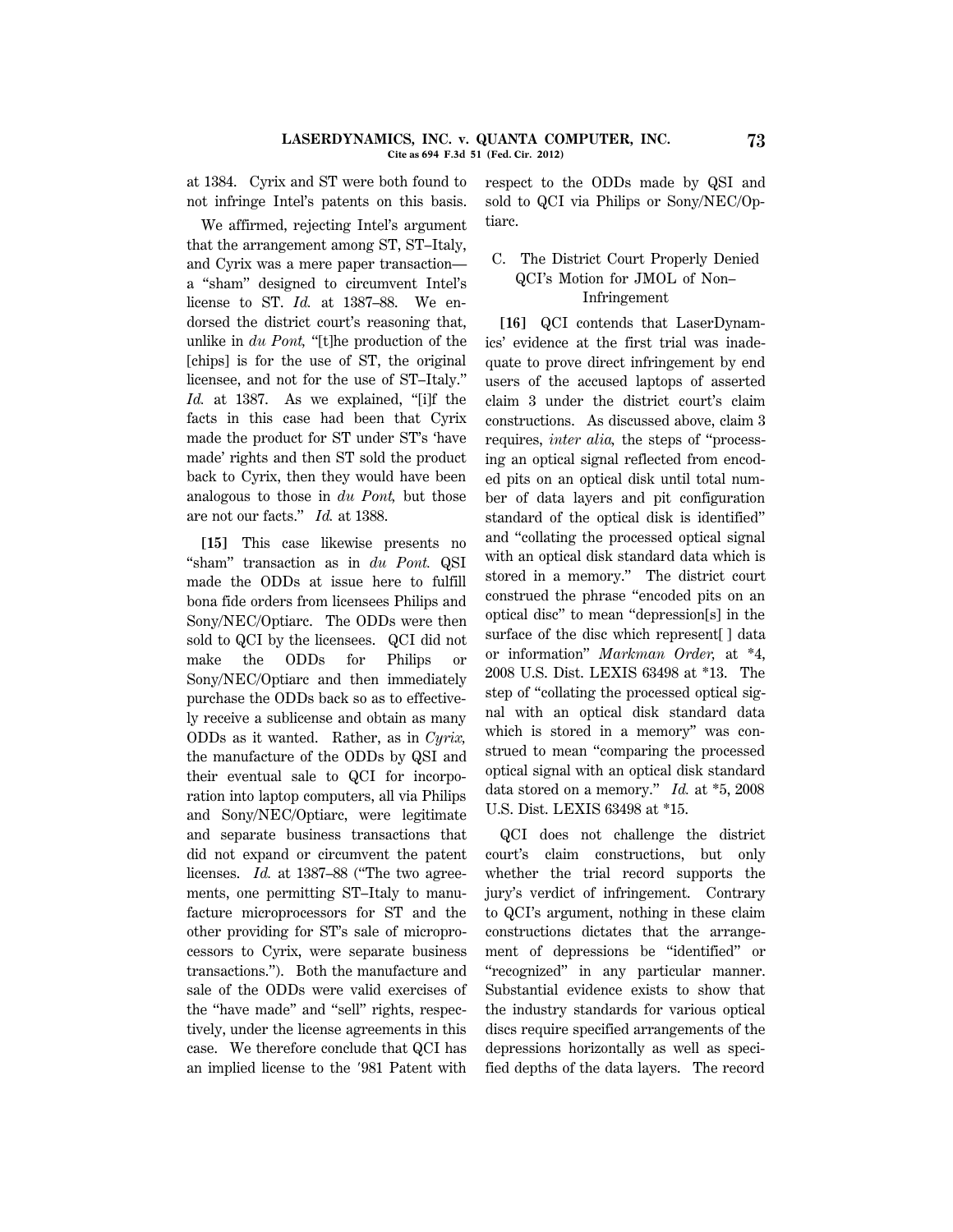at 1384. Cyrix and ST were both found to not infringe Intel's patents on this basis.

We affirmed, rejecting Intel's argument that the arrangement among ST, ST–Italy, and Cyrix was a mere paper transaction—a "sham" designed to circumvent Intel's license to ST. *Id.* at 1387–88. We endorsed the district court's reasoning that, unlike in *du Pont,* "[t]he production of the [chips] is for the use of ST, the original licensee, and not for the use of ST–Italy." *Id.* at 1387. As we explained, "[i]f the facts in this case had been that Cyrix made the product for ST under ST's 'have made' rights and then ST sold the product back to Cyrix, then they would have been analogous to those in *du Pont,* but those are not our facts." *Id.* at 1388.

**[15]** This case likewise presents no "sham" transaction as in *du Pont.* QSI made the ODDs at issue here to fulfill bona fide orders from licensees Philips and Sony/NEC/Optiarc. The ODDs were then sold to QCI by the licensees. QCI did not make the ODDs for Philips or Sony/NEC/Optiarc and then immediately purchase the ODDs back so as to effectively receive a sublicense and obtain as many ODDs as it wanted. Rather, as in *Cyrix,* the manufacture of the ODDs by QSI and their eventual sale to QCI for incorporation into laptop computers, all via Philips and Sony/NEC/Optiarc, were legitimate and separate business transactions that did not expand or circumvent the patent licenses. *Id.* at 1387–88 ("The two agreements, one permitting ST–Italy to manufacture microprocessors for ST and the other providing for ST's sale of microprocessors to Cyrix, were separate business transactions."). Both the manufacture and sale of the ODDs were valid exercises of the "have made" and "sell" rights, respectively, under the license agreements in this case. We therefore conclude that QCI has an implied license to the '981 Patent with respect to the ODDs made by QSI and sold to QCI via Philips or Sony/NEC/Optiarc.

### C. The District Court Properly Denied QCI's Motion for JMOL of Non–Infringement

**[16]** QCI contends that LaserDynamics' evidence at the first trial was inadequate to prove direct infringement by end users of the accused laptops of asserted claim 3 under the district court's claim constructions. As discussed above, claim 3 requires, *inter alia,* the steps of "processing an optical signal reflected from encoded pits on an optical disk until total number of data layers and pit configuration standard of the optical disk is identified" and "collating the processed optical signal with an optical disk standard data which is stored in a memory." The district court construed the phrase "encoded pits on an optical disc" to mean "depression[s] in the surface of the disc which represent[ ] data or information" *Markman Order,* at *4, 2008 U.S. Dist. LEXIS 63498 at *13. The step of "collating the processed optical signal with an optical disk standard data which is stored in a memory" was construed to mean "comparing the processed optical signal with an optical disk standard data stored on a memory." *Id.* at *5, 2008 U.S. Dist. LEXIS 63498 at *15.

QCI does not challenge the district court's claim constructions, but only whether the trial record supports the jury's verdict of infringement. Contrary to QCI's argument, nothing in these claim constructions dictates that the arrangement of depressions be "identified" or "recognized" in any particular manner. Substantial evidence exists to show that the industry standards for various optical discs require specified arrangements of the depressions horizontally as well as specified depths of the data layers. The record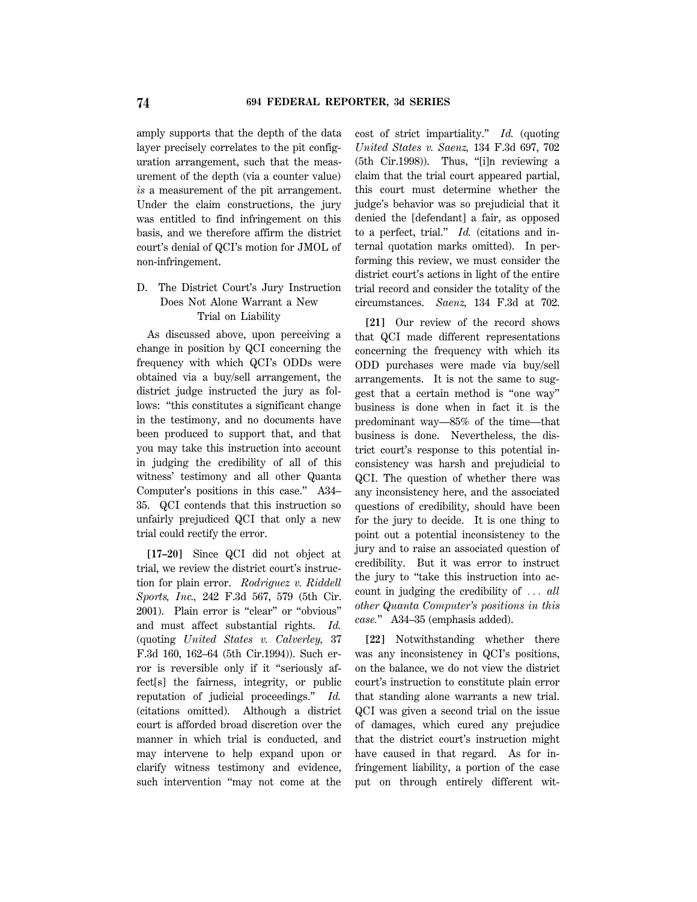amply supports that the depth of the data layer precisely correlates to the pit configuration arrangement, such that the measurement of the depth (via a counter value) *is* a measurement of the pit arrangement. Under the claim constructions, the jury was entitled to find infringement on this basis, and we therefore affirm the district court's denial of QCI's motion for JMOL of non-infringement.

### D. The District Court's Jury Instruction Does Not Alone Warrant a New Trial on Liability

As discussed above, upon perceiving a change in position by QCI concerning the frequency with which QCI's ODDs were obtained via a buy/sell arrangement, the district judge instructed the jury as follows: "this constitutes a significant change in the testimony, and no documents have been produced to support that, and that you may take this instruction into account in judging the credibility of all of this witness' testimony and all other Quanta Computer's positions in this case." A34–35. QCI contends that this instruction so unfairly prejudiced QCI that only a new trial could rectify the error.

**[17–20]** Since QCI did not object at trial, we review the district court's instruction for plain error. *Rodriguez v. Riddell Sports, Inc.,* 242 F.3d 567, 579 (5th Cir. 2001). Plain error is "clear" or "obvious" and must affect substantial rights. *Id.* (quoting *United States v. Calverley,* 37 F.3d 160, 162–64 (5th Cir.1994)). Such error is reversible only if it "seriously affect[s] the fairness, integrity, or public reputation of judicial proceedings." *Id.* (citations omitted). Although a district court is afforded broad discretion over the manner in which trial is conducted, and may intervene to help expand upon or clarify witness testimony and evidence, such intervention "may not come at the cost of strict impartiality." *Id.* (quoting *United States v. Saenz,* 134 F.3d 697, 702 (5th Cir.1998)). Thus, "[i]n reviewing a claim that the trial court appeared partial, this court must determine whether the judge's behavior was so prejudicial that it denied the [defendant] a fair, as opposed to a perfect, trial." *Id.* (citations and internal quotation marks omitted). In performing this review, we must consider the district court's actions in light of the entire trial record and consider the totality of the circumstances. *Saenz,* 134 F.3d at 702.

**[21]** Our review of the record shows that QCI made different representations concerning the frequency with which its ODD purchases were made via buy/sell arrangements. It is not the same to suggest that a certain method is "one way" business is done when in fact it is the predominant way—85% of the time—that business is done. Nevertheless, the district court's response to this potential inconsistency was harsh and prejudicial to QCI. The question of whether there was any inconsistency here, and the associated questions of credibility, should have been for the jury to decide. It is one thing to point out a potential inconsistency to the jury and to raise an associated question of credibility. But it was error to instruct the jury to "take this instruction into account in judging the credibility of … *all other Quanta Computer's positions in this case.*" A34–35 (emphasis added).

**[22]** Notwithstanding whether there was any inconsistency in QCI's positions, on the balance, we do not view the district court's instruction to constitute plain error that standing alone warrants a new trial. QCI was given a second trial on the issue of damages, which cured any prejudice that the district court's instruction might have caused in that regard. As for infringement liability, a portion of the case put on through entirely different wit-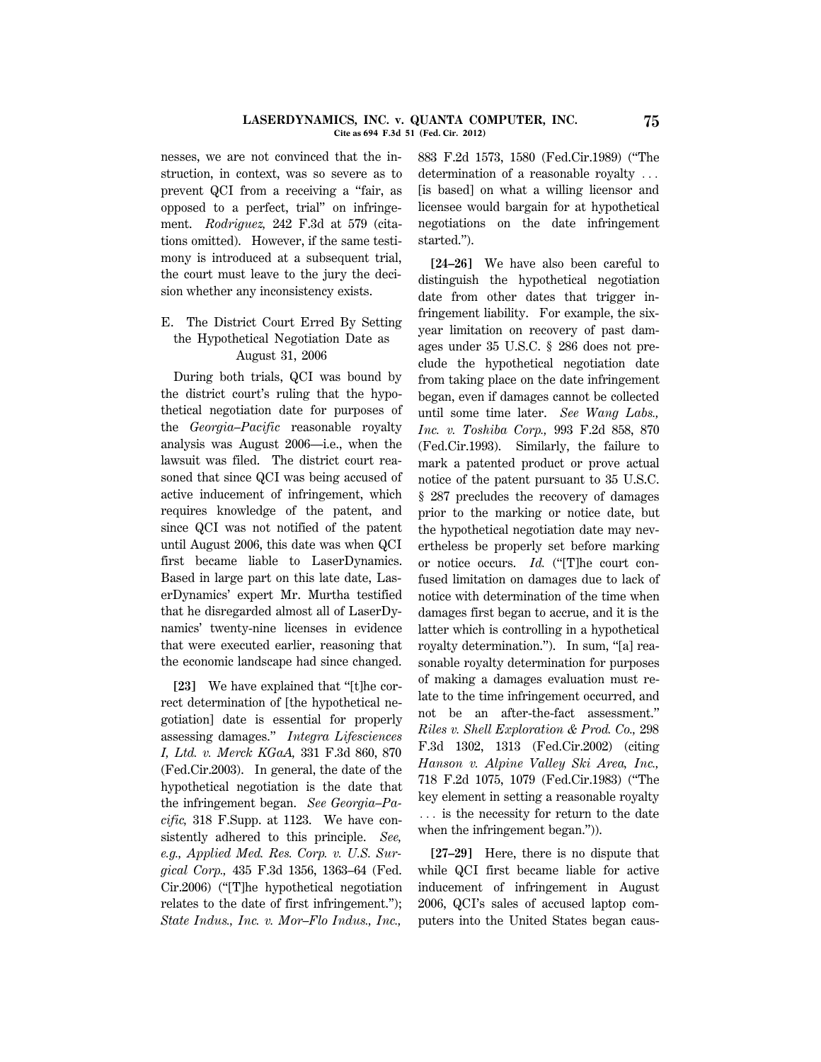nesses, we are not convinced that the instruction, in context, was so severe as to prevent QCI from a receiving a "fair, as opposed to a perfect, trial" on infringement. *Rodriguez,* 242 F.3d at 579 (citations omitted). However, if the same testimony is introduced at a subsequent trial, the court must leave to the jury the decision whether any inconsistency exists.

## E. The District Court Erred By Setting the Hypothetical Negotiation Date as August 31, 2006

During both trials, QCI was bound by the district court's ruling that the hypothetical negotiation date for purposes of the *Georgia–Pacific* reasonable royalty analysis was August 2006—i.e., when the lawsuit was filed. The district court reasoned that since QCI was being accused of active inducement of infringement, which requires knowledge of the patent, and since QCI was not notified of the patent until August 2006, this date was when QCI first became liable to LaserDynamics. Based in large part on this late date, LaserDynamics' expert Mr. Murtha testified that he disregarded almost all of LaserDynamics' twenty-nine licenses in evidence that were executed earlier, reasoning that the economic landscape had since changed.

**[23]** We have explained that "[t]he correct determination of [the hypothetical negotiation] date is essential for properly assessing damages." *Integra Lifesciences I, Ltd. v. Merck KGaA,* 331 F.3d 860, 870 (Fed.Cir.2003). In general, the date of the hypothetical negotiation is the date that the infringement began. *See Georgia–Pacific,* 318 F.Supp. at 1123. We have consistently adhered to this principle. *See, e.g., Applied Med. Res. Corp. v. U.S. Surgical Corp.,* 435 F.3d 1356, 1363–64 (Fed. Cir.2006) ("[T]he hypothetical negotiation relates to the date of first infringement."); *State Indus., Inc. v. Mor–Flo Indus., Inc.,* 883 F.2d 1573, 1580 (Fed.Cir.1989) ("The determination of a reasonable royalty ... [is based] on what a willing licensor and licensee would bargain for at hypothetical negotiations on the date infringement started.").

**[24–26]** We have also been careful to distinguish the hypothetical negotiation date from other dates that trigger infringement liability. For example, the six-year limitation on recovery of past damages under 35 U.S.C. § 286 does not preclude the hypothetical negotiation date from taking place on the date infringement began, even if damages cannot be collected until some time later. *See Wang Labs., Inc. v. Toshiba Corp.,* 993 F.2d 858, 870 (Fed.Cir.1993). Similarly, the failure to mark a patented product or prove actual notice of the patent pursuant to 35 U.S.C. § 287 precludes the recovery of damages prior to the marking or notice date, but the hypothetical negotiation date may nevertheless be properly set before marking or notice occurs. *Id.* ("[T]he court confused limitation on damages due to lack of notice with determination of the time when damages first began to accrue, and it is the latter which is controlling in a hypothetical royalty determination."). In sum, "[a] reasonable royalty determination for purposes of making a damages evaluation must relate to the time infringement occurred, and not be an after-the-fact assessment." *Riles v. Shell Exploration & Prod. Co.,* 298 F.3d 1302, 1313 (Fed.Cir.2002) (citing *Hanson v. Alpine Valley Ski Area, Inc.,* 718 F.2d 1075, 1079 (Fed.Cir.1983) ("The key element in setting a reasonable royalty ... is the necessity for return to the date when the infringement began.")).

**[27–29]** Here, there is no dispute that while QCI first became liable for active inducement of infringement in August 2006, QCI's sales of accused laptop computers into the United States began caus-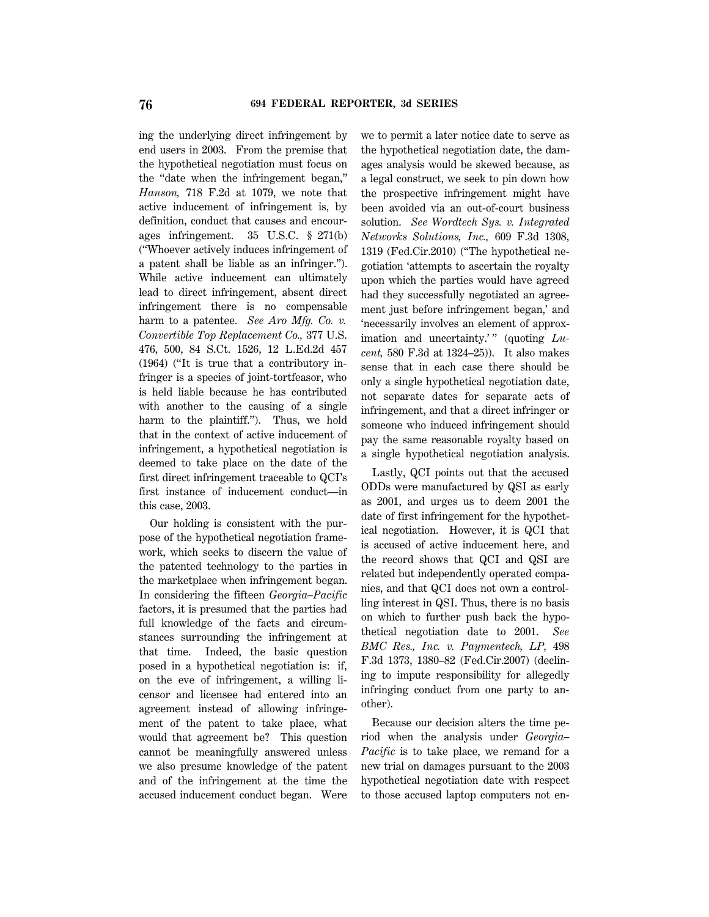ing the underlying direct infringement by end users in 2003. From the premise that the hypothetical negotiation must focus on the "date when the infringement began," *Hanson,* 718 F.2d at 1079, we note that active inducement of infringement is, by definition, conduct that causes and encourages infringement. 35 U.S.C. § 271(b) ("Whoever actively induces infringement of a patent shall be liable as an infringer."). While active inducement can ultimately lead to direct infringement, absent direct infringement there is no compensable harm to a patentee. *See Aro Mfg. Co. v. Convertible Top Replacement Co.,* 377 U.S. 476, 500, 84 S.Ct. 1526, 12 L.Ed.2d 457 (1964) ("It is true that a contributory infringer is a species of joint-tortfeasor, who is held liable because he has contributed with another to the causing of a single harm to the plaintiff."). Thus, we hold that in the context of active inducement of infringement, a hypothetical negotiation is deemed to take place on the date of the first direct infringement traceable to QCI's first instance of inducement conduct—in this case, 2003.

Our holding is consistent with the purpose of the hypothetical negotiation framework, which seeks to discern the value of the patented technology to the parties in the marketplace when infringement began. In considering the fifteen *Georgia–Pacific* factors, it is presumed that the parties had full knowledge of the facts and circumstances surrounding the infringement at that time. Indeed, the basic question posed in a hypothetical negotiation is: if, on the eve of infringement, a willing licensor and licensee had entered into an agreement instead of allowing infringement of the patent to take place, what would that agreement be? This question cannot be meaningfully answered unless we also presume knowledge of the patent and of the infringement at the time the accused inducement conduct began. Were we to permit a later notice date to serve as the hypothetical negotiation date, the damages analysis would be skewed because, as a legal construct, we seek to pin down how the prospective infringement might have been avoided via an out-of-court business solution. *See Wordtech Sys. v. Integrated Networks Solutions, Inc.,* 609 F.3d 1308, 1319 (Fed.Cir.2010) ("The hypothetical negotiation 'attempts to ascertain the royalty upon which the parties would have agreed had they successfully negotiated an agreement just before infringement began,' and 'necessarily involves an element of approximation and uncertainty.'" (quoting *Lucent,* 580 F.3d at 1324–25)). It also makes sense that in each case there should be only a single hypothetical negotiation date, not separate dates for separate acts of infringement, and that a direct infringer or someone who induced infringement should pay the same reasonable royalty based on a single hypothetical negotiation analysis.

Lastly, QCI points out that the accused ODDs were manufactured by QSI as early as 2001, and urges us to deem 2001 the date of first infringement for the hypothetical negotiation. However, it is QCI that is accused of active inducement here, and the record shows that QCI and QSI are related but independently operated companies, and that QCI does not own a controlling interest in QSI. Thus, there is no basis on which to further push back the hypothetical negotiation date to 2001. *See BMC Res., Inc. v. Paymentech, LP,* 498 F.3d 1373, 1380–82 (Fed.Cir.2007) (declining to impute responsibility for allegedly infringing conduct from one party to another).

Because our decision alters the time period when the analysis under *Georgia–Pacific* is to take place, we remand for a new trial on damages pursuant to the 2003 hypothetical negotiation date with respect to those accused laptop computers not en-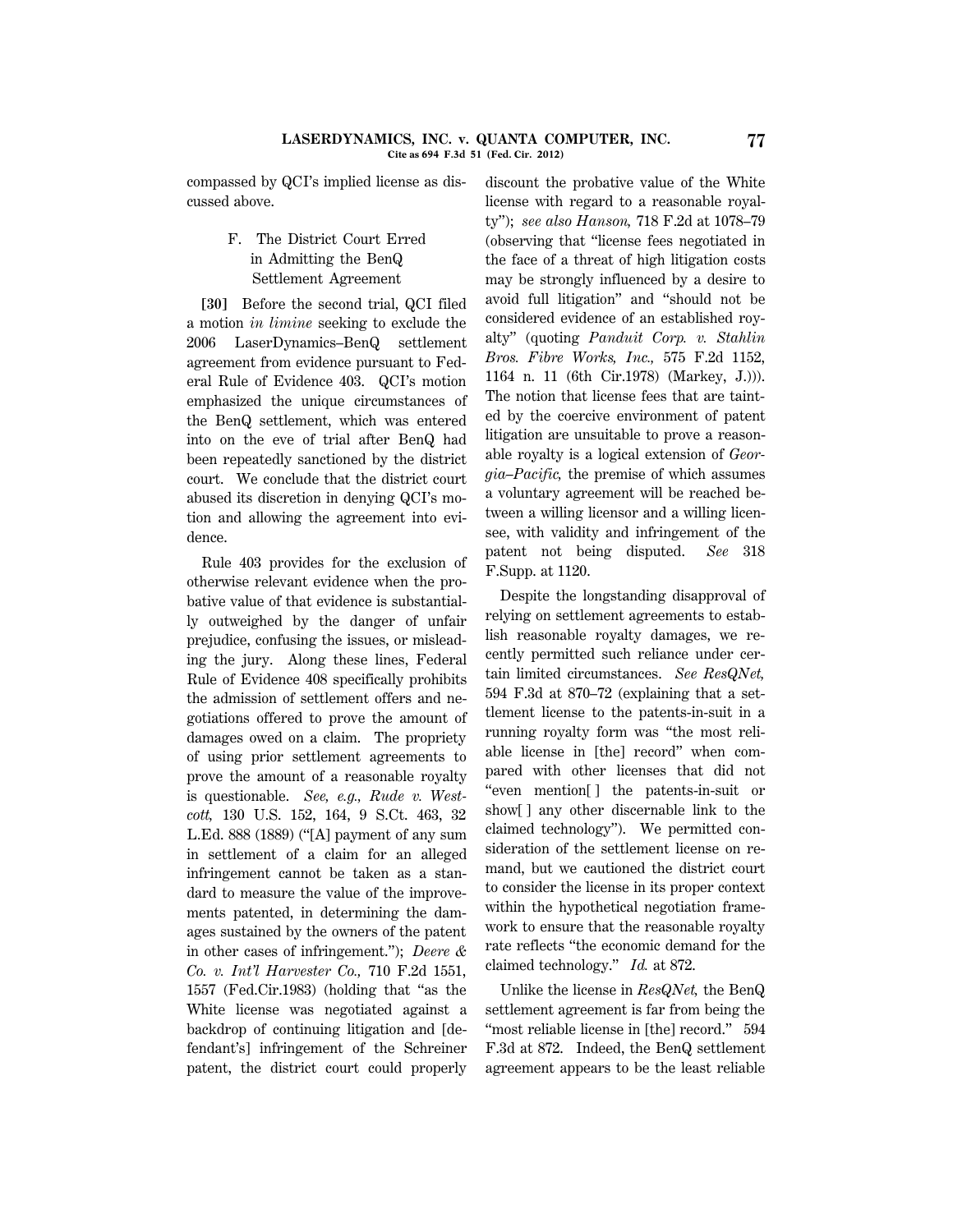compassed by QCI's implied license as discussed above.

### F. The District Court Erred in Admitting the BenQ Settlement Agreement

**[30]** Before the second trial, QCI filed a motion *in limine* seeking to exclude the 2006 LaserDynamics–BenQ settlement agreement from evidence pursuant to Federal Rule of Evidence 403. QCI's motion emphasized the unique circumstances of the BenQ settlement, which was entered into on the eve of trial after BenQ had been repeatedly sanctioned by the district court. We conclude that the district court abused its discretion in denying QCI's motion and allowing the agreement into evidence.

Rule 403 provides for the exclusion of otherwise relevant evidence when the probative value of that evidence is substantially outweighed by the danger of unfair prejudice, confusing the issues, or misleading the jury. Along these lines, Federal Rule of Evidence 408 specifically prohibits the admission of settlement offers and negotiations offered to prove the amount of damages owed on a claim. The propriety of using prior settlement agreements to prove the amount of a reasonable royalty is questionable. *See, e.g., Rude v. Westcott,* 130 U.S. 152, 164, 9 S.Ct. 463, 32 L.Ed. 888 (1889) ("[A] payment of any sum in settlement of a claim for an alleged infringement cannot be taken as a standard to measure the value of the improvements patented, in determining the damages sustained by the owners of the patent in other cases of infringement."); *Deere & Co. v. Int'l Harvester Co.,* 710 F.2d 1551, 1557 (Fed.Cir.1983) (holding that "as the White license was negotiated against a backdrop of continuing litigation and [defendant's] infringement of the Schreiner patent, the district court could properly discount the probative value of the White license with regard to a reasonable royalty"); *see also Hanson,* 718 F.2d at 1078–79 (observing that "license fees negotiated in the face of a threat of high litigation costs may be strongly influenced by a desire to avoid full litigation" and "should not be considered evidence of an established royalty" (quoting *Panduit Corp. v. Stahlin Bros. Fibre Works, Inc.,* 575 F.2d 1152, 1164 n. 11 (6th Cir.1978) (Markey, J.))). The notion that license fees that are tainted by the coercive environment of patent litigation are unsuitable to prove a reasonable royalty is a logical extension of *Georgia–Pacific,* the premise of which assumes a voluntary agreement will be reached between a willing licensor and a willing licensee, with validity and infringement of the patent not being disputed. *See* 318 F.Supp. at 1120.

Despite the longstanding disapproval of relying on settlement agreements to establish reasonable royalty damages, we recently permitted such reliance under certain limited circumstances. *See ResQNet,* 594 F.3d at 870–72 (explaining that a settlement license to the patents-in-suit in a running royalty form was "the most reliable license in [the] record" when compared with other licenses that did not "even mention[ ] the patents-in-suit or show[ ] any other discernable link to the claimed technology"). We permitted consideration of the settlement license on remand, but we cautioned the district court to consider the license in its proper context within the hypothetical negotiation framework to ensure that the reasonable royalty rate reflects "the economic demand for the claimed technology." *Id.* at 872.

Unlike the license in *ResQNet,* the BenQ settlement agreement is far from being the "most reliable license in [the] record." 594 F.3d at 872. Indeed, the BenQ settlement agreement appears to be the least reliable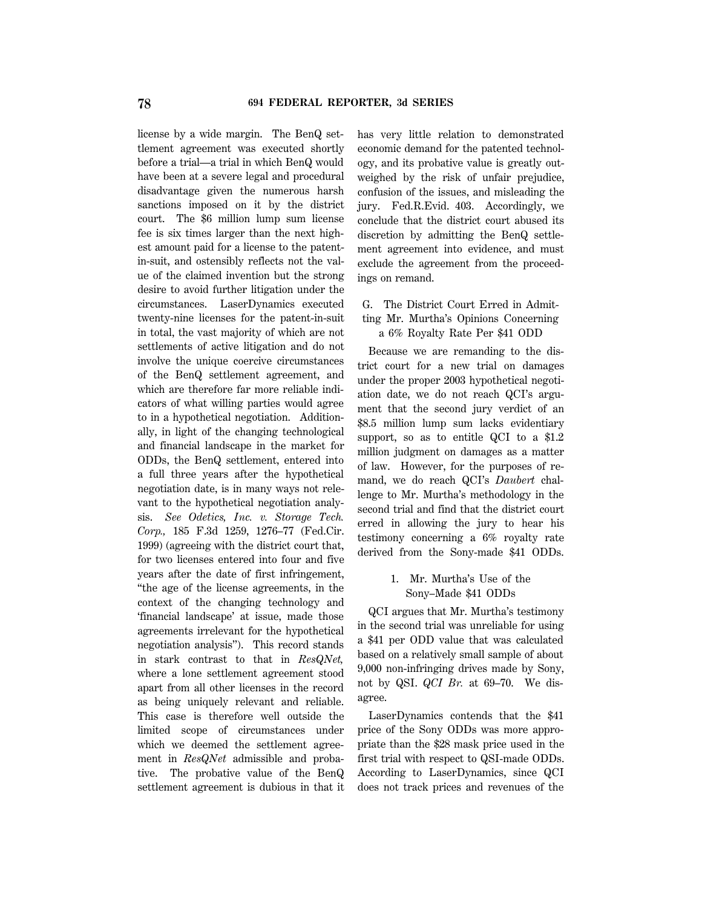license by a wide margin. The BenQ settlement agreement was executed shortly before a trial—a trial in which BenQ would have been at a severe legal and procedural disadvantage given the numerous harsh sanctions imposed on it by the district court. The $6 million lump sum license fee is six times larger than the next highest amount paid for a license to the patent-in-suit, and ostensibly reflects not the value of the claimed invention but the strong desire to avoid further litigation under the circumstances. LaserDynamics executed twenty-nine licenses for the patent-in-suit in total, the vast majority of which are not settlements of active litigation and do not involve the unique coercive circumstances of the BenQ settlement agreement, and which are therefore far more reliable indicators of what willing parties would agree to in a hypothetical negotiation. Additionally, in light of the changing technological and financial landscape in the market for ODDs, the BenQ settlement, entered into a full three years after the hypothetical negotiation date, is in many ways not relevant to the hypothetical negotiation analysis. *See Odetics, Inc. v. Storage Tech. Corp.,* 185 F.3d 1259, 1276–77 (Fed.Cir. 1999) (agreeing with the district court that, for two licenses entered into four and five years after the date of first infringement, "the age of the license agreements, in the context of the changing technology and 'financial landscape' at issue, made those agreements irrelevant for the hypothetical negotiation analysis"). This record stands in stark contrast to that in *ResQNet,* where a lone settlement agreement stood apart from all other licenses in the record as being uniquely relevant and reliable. This case is therefore well outside the limited scope of circumstances under which we deemed the settlement agreement in *ResQNet* admissible and probative. The probative value of the BenQ settlement agreement is dubious in that it has very little relation to demonstrated economic demand for the patented technology, and its probative value is greatly outweighed by the risk of unfair prejudice, confusion of the issues, and misleading the jury. Fed.R.Evid. 403. Accordingly, we conclude that the district court abused its discretion by admitting the BenQ settlement agreement into evidence, and must exclude the agreement from the proceedings on remand.

### G. The District Court Erred in Admitting Mr. Murtha's Opinions Concerning a 6% Royalty Rate Per $41 ODD

Because we are remanding to the district court for a new trial on damages under the proper 2003 hypothetical negotiation date, we do not reach QCI's argument that the second jury verdict of an $8.5 million lump sum lacks evidentiary support, so as to entitle QCI to a $1.2 million judgment on damages as a matter of law. However, for the purposes of remand, we do reach QCI's *Daubert* challenge to Mr. Murtha's methodology in the second trial and find that the district court erred in allowing the jury to hear his testimony concerning a 6% royalty rate derived from the Sony-made $41 ODDs.

#### 1. Mr. Murtha's Use of the Sony–Made $41 ODDs

QCI argues that Mr. Murtha's testimony in the second trial was unreliable for using a $41 per ODD value that was calculated based on a relatively small sample of about 9,000 non-infringing drives made by Sony, not by QSI. *QCI Br.* at 69–70. We disagree.

LaserDynamics contends that the $41 price of the Sony ODDs was more appropriate than the $28 mask price used in the first trial with respect to QSI-made ODDs. According to LaserDynamics, since QCI does not track prices and revenues of the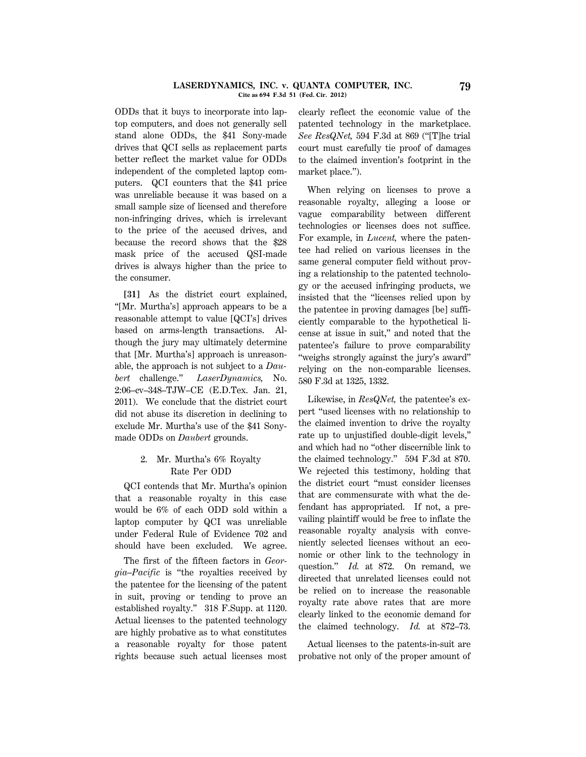ODDs that it buys to incorporate into laptop computers, and does not generally sell stand alone ODDs, the $41 Sony-made drives that QCI sells as replacement parts better reflect the market value for ODDs independent of the completed laptop computers. QCI counters that the $41 price was unreliable because it was based on a small sample size of licensed and therefore non-infringing drives, which is irrelevant to the price of the accused drives, and because the record shows that the $28 mask price of the accused QSI-made drives is always higher than the price to the consumer.

**[31]** As the district court explained, "[Mr. Murtha's] approach appears to be a reasonable attempt to value [QCI's] drives based on arms-length transactions. Although the jury may ultimately determine that [Mr. Murtha's] approach is unreasonable, the approach is not subject to a *Daubert* challenge." *LaserDynamics,* No. 2:06–cv–348–TJW–CE (E.D.Tex. Jan. 21, 2011). We conclude that the district court did not abuse its discretion in declining to exclude Mr. Murtha's use of the $41 Sony-made ODDs on *Daubert* grounds.

### 2. Mr. Murtha's 6% Royalty Rate Per ODD

QCI contends that Mr. Murtha's opinion that a reasonable royalty in this case would be 6% of each ODD sold within a laptop computer by QCI was unreliable under Federal Rule of Evidence 702 and should have been excluded. We agree.

The first of the fifteen factors in *Georgia–Pacific* is "the royalties received by the patentee for the licensing of the patent in suit, proving or tending to prove an established royalty." 318 F.Supp. at 1120. Actual licenses to the patented technology are highly probative as to what constitutes a reasonable royalty for those patent rights because such actual licenses most clearly reflect the economic value of the patented technology in the marketplace. *See ResQNet,* 594 F.3d at 869 ("[T]he trial court must carefully tie proof of damages to the claimed invention's footprint in the market place.").

When relying on licenses to prove a reasonable royalty, alleging a loose or vague comparability between different technologies or licenses does not suffice. For example, in *Lucent,* where the patentee had relied on various licenses in the same general computer field without proving a relationship to the patented technology or the accused infringing products, we insisted that the "licenses relied upon by the patentee in proving damages [be] sufficiently comparable to the hypothetical license at issue in suit," and noted that the patentee's failure to prove comparability "weighs strongly against the jury's award" relying on the non-comparable licenses. 580 F.3d at 1325, 1332.

Likewise, in *ResQNet,* the patentee's expert "used licenses with no relationship to the claimed invention to drive the royalty rate up to unjustified double-digit levels," and which had no "other discernible link to the claimed technology." 594 F.3d at 870. We rejected this testimony, holding that the district court "must consider licenses that are commensurate with what the defendant has appropriated. If not, a prevailing plaintiff would be free to inflate the reasonable royalty analysis with conveniently selected licenses without an economic or other link to the technology in question." *Id.* at 872. On remand, we directed that unrelated licenses could not be relied on to increase the reasonable royalty rate above rates that are more clearly linked to the economic demand for the claimed technology. *Id.* at 872–73.

Actual licenses to the patents-in-suit are probative not only of the proper amount of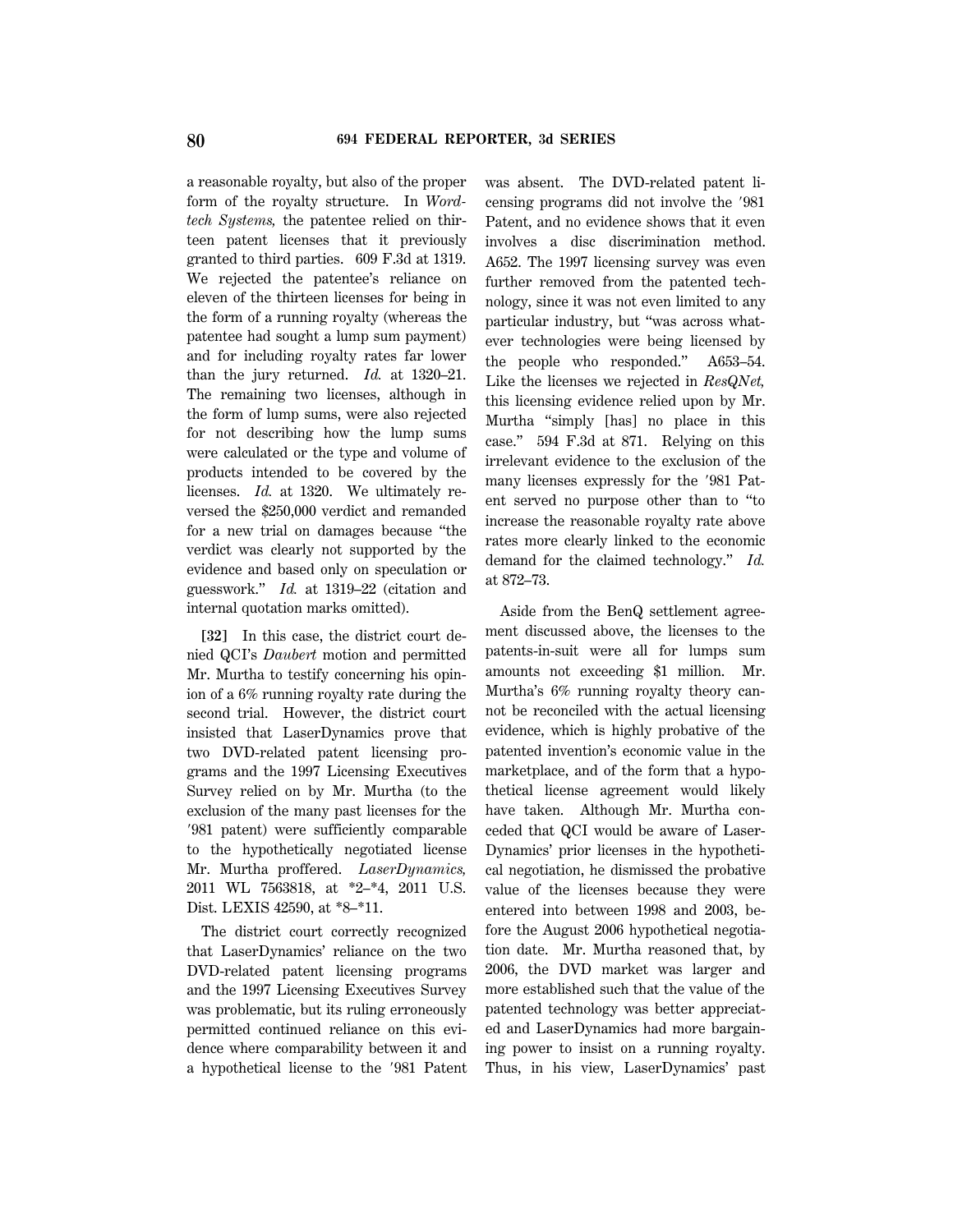a reasonable royalty, but also of the proper form of the royalty structure. In *Wordtech Systems,* the patentee relied on thirteen patent licenses that it previously granted to third parties. 609 F.3d at 1319. We rejected the patentee's reliance on eleven of the thirteen licenses for being in the form of a running royalty (whereas the patentee had sought a lump sum payment) and for including royalty rates far lower than the jury returned. *Id.* at 1320–21. The remaining two licenses, although in the form of lump sums, were also rejected for not describing how the lump sums were calculated or the type and volume of products intended to be covered by the licenses. *Id.* at 1320. We ultimately reversed the $250,000 verdict and remanded for a new trial on damages because "the verdict was clearly not supported by the evidence and based only on speculation or guesswork." *Id.* at 1319–22 (citation and internal quotation marks omitted).

**[32]** In this case, the district court denied QCI's *Daubert* motion and permitted Mr. Murtha to testify concerning his opinion of a 6% running royalty rate during the second trial. However, the district court insisted that LaserDynamics prove that two DVD-related patent licensing programs and the 1997 Licensing Executives Survey relied on by Mr. Murtha (to the exclusion of the many past licenses for the ′981 patent) were sufficiently comparable to the hypothetically negotiated license Mr. Murtha proffered. *LaserDynamics,* 2011 WL 7563818, at *2–*4, 2011 U.S. Dist. LEXIS 42590, at *8–*11.

The district court correctly recognized that LaserDynamics' reliance on the two DVD-related patent licensing programs and the 1997 Licensing Executives Survey was problematic, but its ruling erroneously permitted continued reliance on this evidence where comparability between it and a hypothetical license to the ′981 Patent was absent. The DVD-related patent licensing programs did not involve the ′981 Patent, and no evidence shows that it even involves a disc discrimination method. A652. The 1997 licensing survey was even further removed from the patented technology, since it was not even limited to any particular industry, but "was across whatever technologies were being licensed by the people who responded." A653–54. Like the licenses we rejected in *ResQNet,* this licensing evidence relied upon by Mr. Murtha "simply [has] no place in this case." 594 F.3d at 871. Relying on this irrelevant evidence to the exclusion of the many licenses expressly for the ′981 Patent served no purpose other than to "to increase the reasonable royalty rate above rates more clearly linked to the economic demand for the claimed technology." *Id.* at 872–73.

Aside from the BenQ settlement agreement discussed above, the licenses to the patents-in-suit were all for lumps sum amounts not exceeding $1 million. Mr. Murtha's 6% running royalty theory cannot be reconciled with the actual licensing evidence, which is highly probative of the patented invention's economic value in the marketplace, and of the form that a hypothetical license agreement would likely have taken. Although Mr. Murtha conceded that QCI would be aware of LaserDynamics' prior licenses in the hypothetical negotiation, he dismissed the probative value of the licenses because they were entered into between 1998 and 2003, before the August 2006 hypothetical negotiation date. Mr. Murtha reasoned that, by 2006, the DVD market was larger and more established such that the value of the patented technology was better appreciated and LaserDynamics had more bargaining power to insist on a running royalty. Thus, in his view, LaserDynamics' past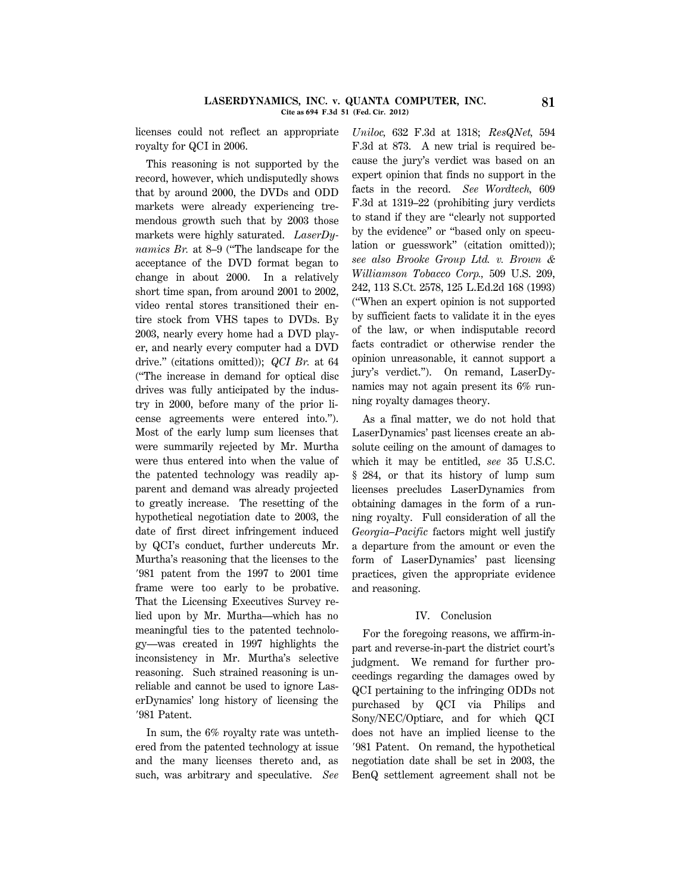licenses could not reflect an appropriate royalty for QCI in 2006.

This reasoning is not supported by the record, however, which undisputedly shows that by around 2000, the DVDs and ODD markets were already experiencing tremendous growth such that by 2003 those markets were highly saturated. *LaserDynamics Br.* at 8–9 ("The landscape for the acceptance of the DVD format began to change in about 2000. In a relatively short time span, from around 2001 to 2002, video rental stores transitioned their entire stock from VHS tapes to DVDs. By 2003, nearly every home had a DVD player, and nearly every computer had a DVD drive." (citations omitted)); *QCI Br.* at 64 ("The increase in demand for optical disc drives was fully anticipated by the industry in 2000, before many of the prior license agreements were entered into."). Most of the early lump sum licenses that were summarily rejected by Mr. Murtha were thus entered into when the value of the patented technology was readily apparent and demand was already projected to greatly increase. The resetting of the hypothetical negotiation date to 2003, the date of first direct infringement induced by QCI's conduct, further undercuts Mr. Murtha's reasoning that the licenses to the ′981 patent from the 1997 to 2001 time frame were too early to be probative. That the Licensing Executives Survey relied upon by Mr. Murtha—which has no meaningful ties to the patented technology—was created in 1997 highlights the inconsistency in Mr. Murtha's selective reasoning. Such strained reasoning is unreliable and cannot be used to ignore LaserDynamics' long history of licensing the ′981 Patent.

In sum, the 6% royalty rate was untethered from the patented technology at issue and the many licenses thereto and, as such, was arbitrary and speculative. *See Uniloc,* 632 F.3d at 1318; *ResQNet,* 594 F.3d at 873. A new trial is required because the jury's verdict was based on an expert opinion that finds no support in the facts in the record. *See Wordtech,* 609 F.3d at 1319–22 (prohibiting jury verdicts to stand if they are "clearly not supported by the evidence" or "based only on speculation or guesswork" (citation omitted)); *see also Brooke Group Ltd. v. Brown & Williamson Tobacco Corp.,* 509 U.S. 209, 242, 113 S.Ct. 2578, 125 L.Ed.2d 168 (1993) ("When an expert opinion is not supported by sufficient facts to validate it in the eyes of the law, or when indisputable record facts contradict or otherwise render the opinion unreasonable, it cannot support a jury's verdict."). On remand, LaserDynamics may not again present its 6% running royalty damages theory.

As a final matter, we do not hold that LaserDynamics' past licenses create an absolute ceiling on the amount of damages to which it may be entitled, *see* 35 U.S.C. § 284, or that its history of lump sum licenses precludes LaserDynamics from obtaining damages in the form of a running royalty. Full consideration of all the *Georgia–Pacific* factors might well justify a departure from the amount or even the form of LaserDynamics' past licensing practices, given the appropriate evidence and reasoning.

## IV. Conclusion

For the foregoing reasons, we affirm-in-part and reverse-in-part the district court's judgment. We remand for further proceedings regarding the damages owed by QCI pertaining to the infringing ODDs not purchased by QCI via Philips and Sony/NEC/Optiarc, and for which QCI does not have an implied license to the ′981 Patent. On remand, the hypothetical negotiation date shall be set in 2003, the BenQ settlement agreement shall not be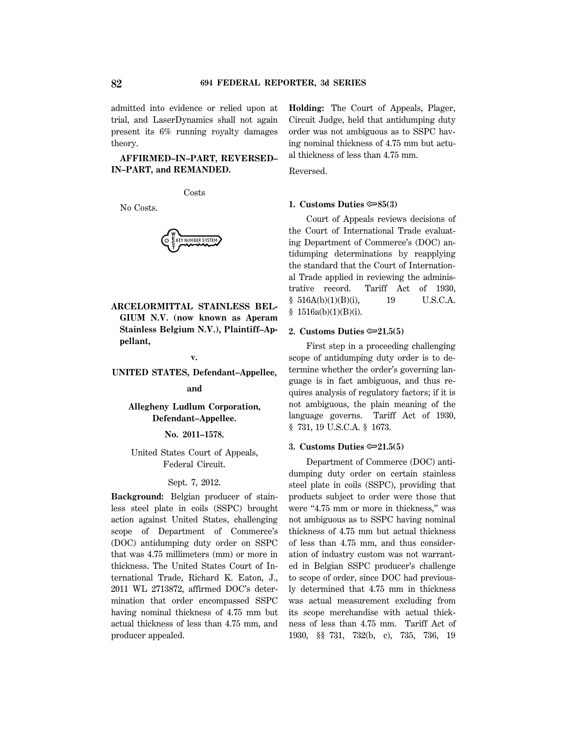admitted into evidence or relied upon at trial, and LaserDynamics shall not again present its 6% running royalty damages theory.

**AFFIRMED–IN–PART, REVERSED–IN–PART, and REMANDED.**

Costs

No Costs.

**ARCELORMITTAL STAINLESS BELGIUM N.V. (now known as Aperam Stainless Belgium N.V.), Plaintiff–Appellant,**

**v.**

**UNITED STATES, Defendant–Appellee,**

**and**

**Allegheny Ludlum Corporation, Defendant–Appellee.**

**No. 2011–1578.**

United States Court of Appeals, Federal Circuit.

Sept. 7, 2012.

**Background:** Belgian producer of stainless steel plate in coils (SSPC) brought action against United States, challenging scope of Department of Commerce's (DOC) antidumping duty order on SSPC that was 4.75 millimeters (mm) or more in thickness. The United States Court of International Trade, Richard K. Eaton, J., 2011 WL 2713872, affirmed DOC's determination that order encompassed SSPC having nominal thickness of 4.75 mm but actual thickness of less than 4.75 mm, and producer appealed.

**Holding:** The Court of Appeals, Plager, Circuit Judge, held that antidumping duty order was not ambiguous as to SSPC having nominal thickness of 4.75 mm but actual thickness of less than 4.75 mm.

Reversed.

**1. Customs Duties ⟹85(3)**

Court of Appeals reviews decisions of the Court of International Trade evaluating Department of Commerce's (DOC) antidumping determinations by reapplying the standard that the Court of International Trade applied in reviewing the administrative record. Tariff Act of 1930, § 516A(b)(1)(B)(i), 19 U.S.C.A. § 1516a(b)(1)(B)(i).

**2. Customs Duties ⟹21.5(5)**

First step in a proceeding challenging scope of antidumping duty order is to determine whether the order's governing language is in fact ambiguous, and thus requires analysis of regulatory factors; if it is not ambiguous, the plain meaning of the language governs. Tariff Act of 1930, § 731, 19 U.S.C.A. § 1673.

**3. Customs Duties ⟹21.5(5)**

Department of Commerce (DOC) antidumping duty order on certain stainless steel plate in coils (SSPC), providing that products subject to order were those that were "4.75 mm or more in thickness," was not ambiguous as to SSPC having nominal thickness of 4.75 mm but actual thickness of less than 4.75 mm, and thus consideration of industry custom was not warranted in Belgian SSPC producer's challenge to scope of order, since DOC had previously determined that 4.75 mm in thickness was actual measurement excluding from its scope merchandise with actual thickness of less than 4.75 mm. Tariff Act of 1930, §§ 731, 732(b, c), 735, 736, 19